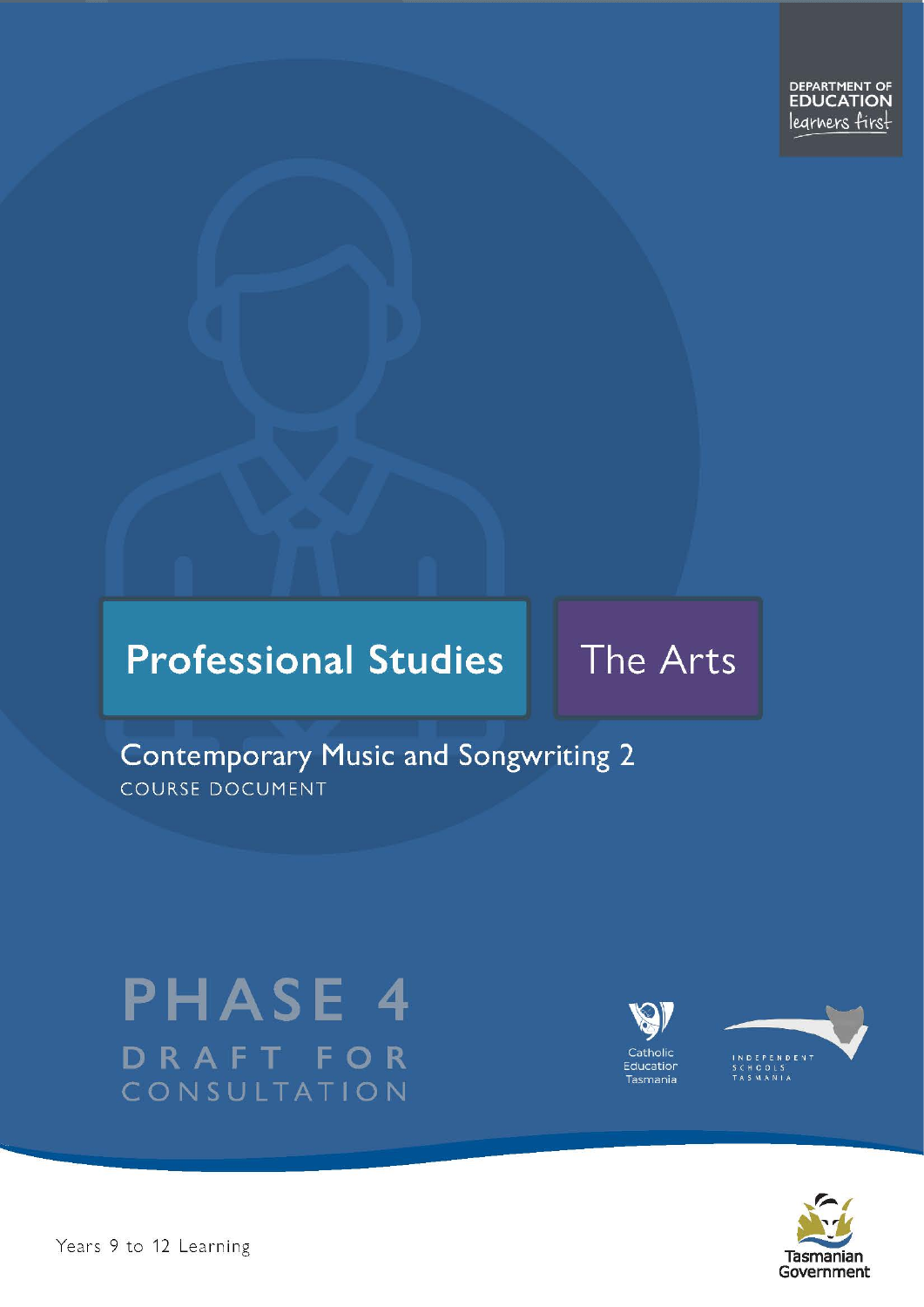DEPARTMENT OF EDUCATION
learners first

Professional Studies

The Arts

# Contemporary Music and Songwriting 2

COURSE DOCUMENT

PHASE 4

DRAFT FOR CONSULTATION

Catholic Education Tasmania

INDEPENDENT SCHOOLS TASMANIA

Years 9 to 12 Learning

Tasmanian Government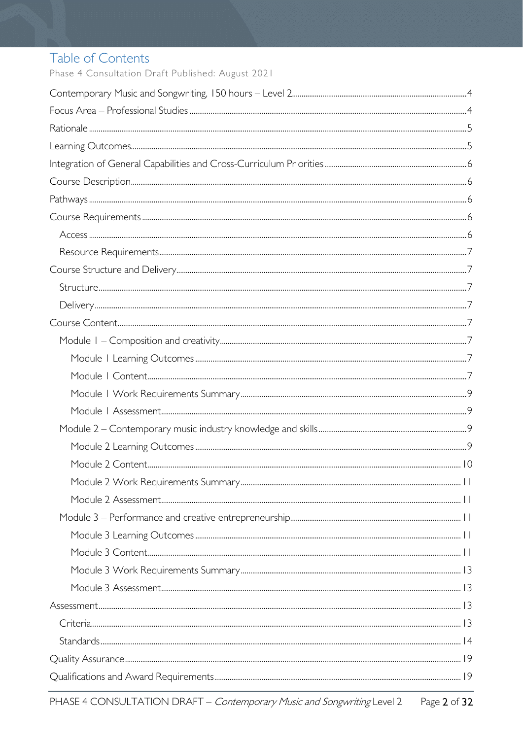# Table of Contents

Phase 4 Consultation Draft Published: August 2021

Contemporary Music and Songwriting, 150 hours – Level 2 .......... 4

Focus Area – Professional Studies .......... 4

Rationale .......... 5

Learning Outcomes .......... 5

Integration of General Capabilities and Cross-Curriculum Priorities .......... 6

Course Description .......... 6

Pathways .......... 6

Course Requirements .......... 6

- Access .......... 6
- Resource Requirements .......... 7

Course Structure and Delivery .......... 7

- Structure .......... 7
- Delivery .......... 7

Course Content .......... 7

- Module 1 – Composition and creativity .......... 7
  - Module 1 Learning Outcomes .......... 7
  - Module 1 Content .......... 7
  - Module 1 Work Requirements Summary .......... 9
  - Module 1 Assessment .......... 9
- Module 2 – Contemporary music industry knowledge and skills .......... 9
  - Module 2 Learning Outcomes .......... 9
  - Module 2 Content .......... 10
  - Module 2 Work Requirements Summary .......... 11
  - Module 2 Assessment .......... 11
- Module 3 – Performance and creative entrepreneurship .......... 11
  - Module 3 Learning Outcomes .......... 11
  - Module 3 Content .......... 11
  - Module 3 Work Requirements Summary .......... 13
  - Module 3 Assessment .......... 13

Assessment .......... 13

- Criteria .......... 13
- Standards .......... 14

Quality Assurance .......... 19

Qualifications and Award Requirements .......... 19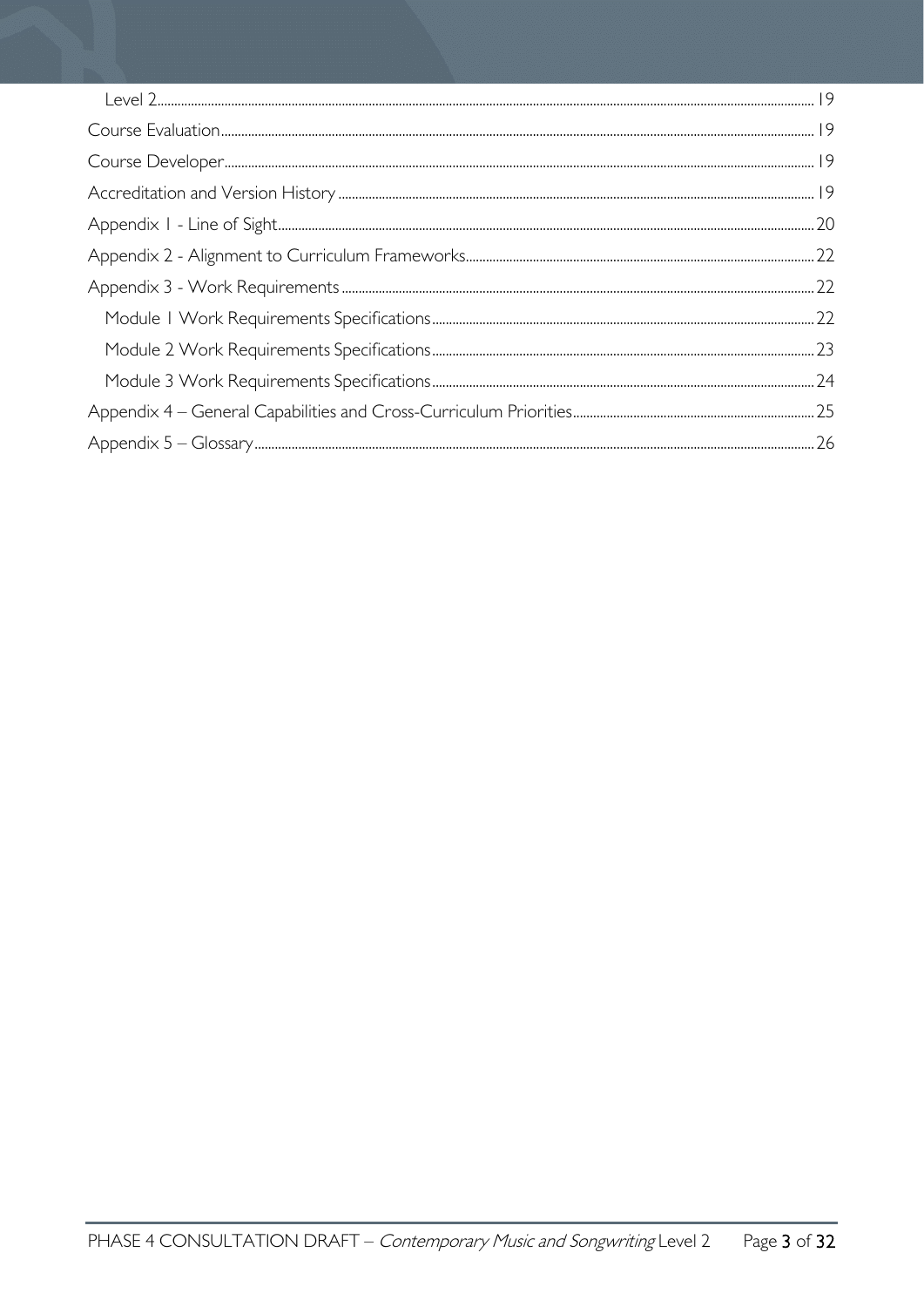Level 2 ..... 19
Course Evaluation ..... 19
Course Developer ..... 19
Accreditation and Version History ..... 19
Appendix 1 - Line of Sight ..... 20
Appendix 2 - Alignment to Curriculum Frameworks ..... 22
Appendix 3 - Work Requirements ..... 22
Module 1 Work Requirements Specifications ..... 22
Module 2 Work Requirements Specifications ..... 23
Module 3 Work Requirements Specifications ..... 24
Appendix 4 – General Capabilities and Cross-Curriculum Priorities ..... 25
Appendix 5 – Glossary ..... 26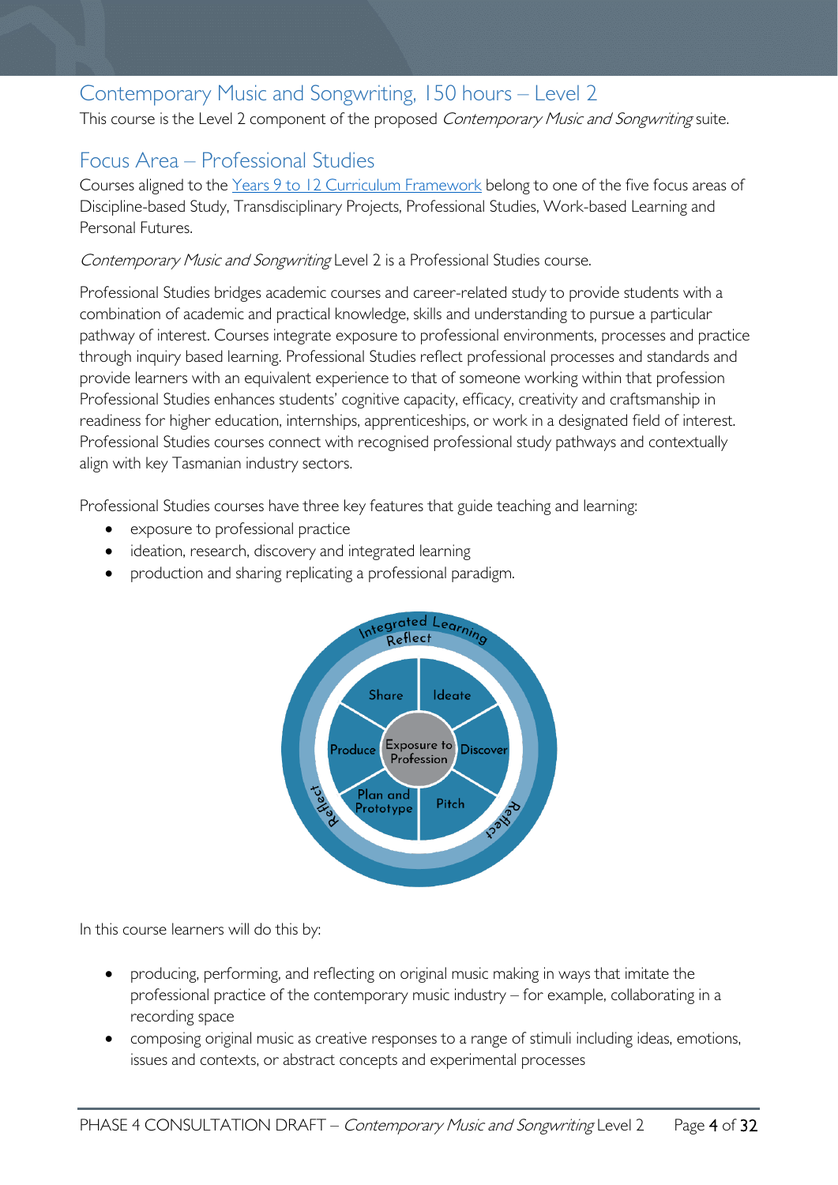## Contemporary Music and Songwriting, 150 hours – Level 2

This course is the Level 2 component of the proposed *Contemporary Music and Songwriting* suite.

## Focus Area – Professional Studies

Courses aligned to the Years 9 to 12 Curriculum Framework belong to one of the five focus areas of Discipline-based Study, Transdisciplinary Projects, Professional Studies, Work-based Learning and Personal Futures.

*Contemporary Music and Songwriting* Level 2 is a Professional Studies course.

Professional Studies bridges academic courses and career-related study to provide students with a combination of academic and practical knowledge, skills and understanding to pursue a particular pathway of interest. Courses integrate exposure to professional environments, processes and practice through inquiry based learning. Professional Studies reflect professional processes and standards and provide learners with an equivalent experience to that of someone working within that profession Professional Studies enhances students' cognitive capacity, efficacy, creativity and craftsmanship in readiness for higher education, internships, apprenticeships, or work in a designated field of interest. Professional Studies courses connect with recognised professional study pathways and contextually align with key Tasmanian industry sectors.

Professional Studies courses have three key features that guide teaching and learning:

- exposure to professional practice
- ideation, research, discovery and integrated learning
- production and sharing replicating a professional paradigm.

Integrated Learning
Reflect
Share
Ideate
Produce
Exposure to Profession
Discover
Plan and Prototype
Pitch
Reflect
Reflect

In this course learners will do this by:

- producing, performing, and reflecting on original music making in ways that imitate the professional practice of the contemporary music industry – for example, collaborating in a recording space
- composing original music as creative responses to a range of stimuli including ideas, emotions, issues and contexts, or abstract concepts and experimental processes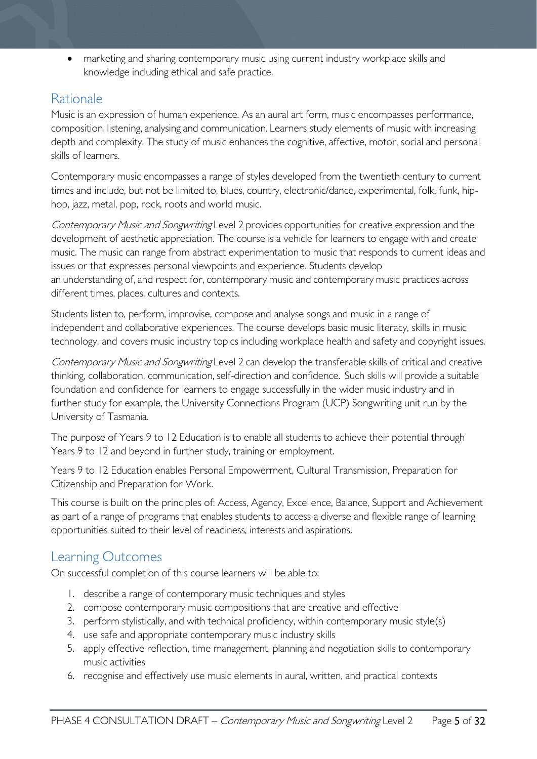- marketing and sharing contemporary music using current industry workplace skills and knowledge including ethical and safe practice.

## Rationale

Music is an expression of human experience. As an aural art form, music encompasses performance, composition, listening, analysing and communication. Learners study elements of music with increasing depth and complexity. The study of music enhances the cognitive, affective, motor, social and personal skills of learners.

Contemporary music encompasses a range of styles developed from the twentieth century to current times and include, but not be limited to, blues, country, electronic/dance, experimental, folk, funk, hip-hop, jazz, metal, pop, rock, roots and world music.

*Contemporary Music and Songwriting* Level 2 provides opportunities for creative expression and the development of aesthetic appreciation. The course is a vehicle for learners to engage with and create music. The music can range from abstract experimentation to music that responds to current ideas and issues or that expresses personal viewpoints and experience. Students develop an understanding of, and respect for, contemporary music and contemporary music practices across different times, places, cultures and contexts.

Students listen to, perform, improvise, compose and analyse songs and music in a range of independent and collaborative experiences. The course develops basic music literacy, skills in music technology, and covers music industry topics including workplace health and safety and copyright issues.

*Contemporary Music and Songwriting* Level 2 can develop the transferable skills of critical and creative thinking, collaboration, communication, self-direction and confidence. Such skills will provide a suitable foundation and confidence for learners to engage successfully in the wider music industry and in further study for example, the University Connections Program (UCP) Songwriting unit run by the University of Tasmania.

The purpose of Years 9 to 12 Education is to enable all students to achieve their potential through Years 9 to 12 and beyond in further study, training or employment.

Years 9 to 12 Education enables Personal Empowerment, Cultural Transmission, Preparation for Citizenship and Preparation for Work.

This course is built on the principles of: Access, Agency, Excellence, Balance, Support and Achievement as part of a range of programs that enables students to access a diverse and flexible range of learning opportunities suited to their level of readiness, interests and aspirations.

## Learning Outcomes

On successful completion of this course learners will be able to:

1. describe a range of contemporary music techniques and styles
2. compose contemporary music compositions that are creative and effective
3. perform stylistically, and with technical proficiency, within contemporary music style(s)
4. use safe and appropriate contemporary music industry skills
5. apply effective reflection, time management, planning and negotiation skills to contemporary music activities
6. recognise and effectively use music elements in aural, written, and practical contexts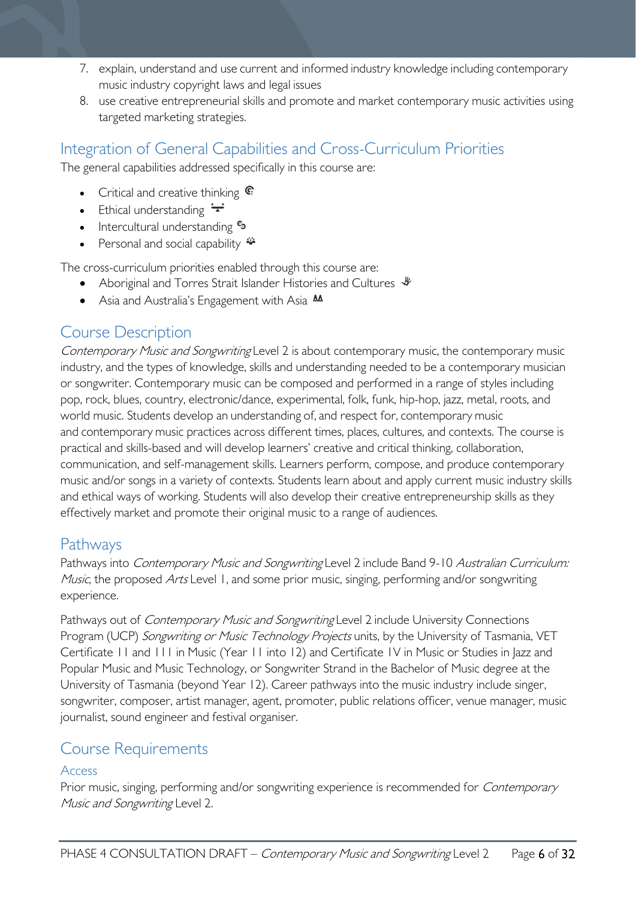7. explain, understand and use current and informed industry knowledge including contemporary music industry copyright laws and legal issues
8. use creative entrepreneurial skills and promote and market contemporary music activities using targeted marketing strategies.

## Integration of General Capabilities and Cross-Curriculum Priorities

The general capabilities addressed specifically in this course are:

- Critical and creative thinking
- Ethical understanding
- Intercultural understanding
- Personal and social capability

The cross-curriculum priorities enabled through this course are:

- Aboriginal and Torres Strait Islander Histories and Cultures
- Asia and Australia's Engagement with Asia

## Course Description

*Contemporary Music and Songwriting* Level 2 is about contemporary music, the contemporary music industry, and the types of knowledge, skills and understanding needed to be a contemporary musician or songwriter. Contemporary music can be composed and performed in a range of styles including pop, rock, blues, country, electronic/dance, experimental, folk, funk, hip-hop, jazz, metal, roots, and world music. Students develop an understanding of, and respect for, contemporary music and contemporary music practices across different times, places, cultures, and contexts. The course is practical and skills-based and will develop learners' creative and critical thinking, collaboration, communication, and self-management skills. Learners perform, compose, and produce contemporary music and/or songs in a variety of contexts. Students learn about and apply current music industry skills and ethical ways of working. Students will also develop their creative entrepreneurship skills as they effectively market and promote their original music to a range of audiences.

## Pathways

Pathways into *Contemporary Music and Songwriting* Level 2 include Band 9-10 *Australian Curriculum: Music*, the proposed *Arts* Level 1, and some prior music, singing, performing and/or songwriting experience.

Pathways out of *Contemporary Music and Songwriting* Level 2 include University Connections Program (UCP) *Songwriting or Music Technology Projects* units, by the University of Tasmania, VET Certificate II and III in Music (Year 11 into 12) and Certificate IV in Music or Studies in Jazz and Popular Music and Music Technology, or Songwriter Strand in the Bachelor of Music degree at the University of Tasmania (beyond Year 12). Career pathways into the music industry include singer, songwriter, composer, artist manager, agent, promoter, public relations officer, venue manager, music journalist, sound engineer and festival organiser.

## Course Requirements

### Access

Prior music, singing, performing and/or songwriting experience is recommended for *Contemporary Music and Songwriting* Level 2.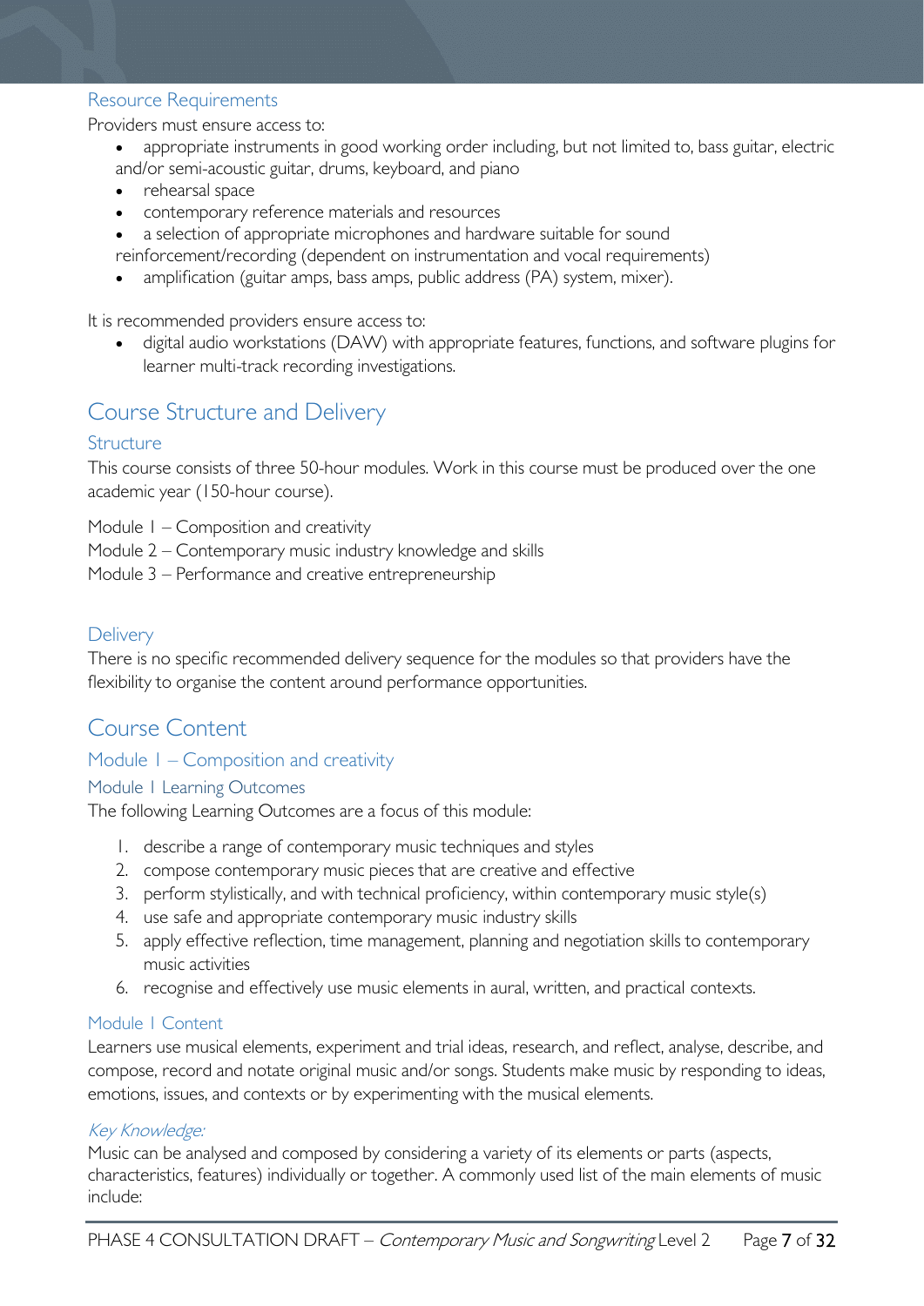### Resource Requirements

Providers must ensure access to:

- appropriate instruments in good working order including, but not limited to, bass guitar, electric and/or semi-acoustic guitar, drums, keyboard, and piano
- rehearsal space
- contemporary reference materials and resources
- a selection of appropriate microphones and hardware suitable for sound reinforcement/recording (dependent on instrumentation and vocal requirements)
- amplification (guitar amps, bass amps, public address (PA) system, mixer).

It is recommended providers ensure access to:

- digital audio workstations (DAW) with appropriate features, functions, and software plugins for learner multi-track recording investigations.

## Course Structure and Delivery

### Structure

This course consists of three 50-hour modules. Work in this course must be produced over the one academic year (150-hour course).

Module 1 – Composition and creativity

Module 2 – Contemporary music industry knowledge and skills

Module 3 – Performance and creative entrepreneurship

### Delivery

There is no specific recommended delivery sequence for the modules so that providers have the flexibility to organise the content around performance opportunities.

## Course Content

### Module 1 – Composition and creativity

#### Module 1 Learning Outcomes

The following Learning Outcomes are a focus of this module:

1. describe a range of contemporary music techniques and styles
2. compose contemporary music pieces that are creative and effective
3. perform stylistically, and with technical proficiency, within contemporary music style(s)
4. use safe and appropriate contemporary music industry skills
5. apply effective reflection, time management, planning and negotiation skills to contemporary music activities
6. recognise and effectively use music elements in aural, written, and practical contexts.

#### Module 1 Content

Learners use musical elements, experiment and trial ideas, research, and reflect, analyse, describe, and compose, record and notate original music and/or songs. Students make music by responding to ideas, emotions, issues, and contexts or by experimenting with the musical elements.

*Key Knowledge:*

Music can be analysed and composed by considering a variety of its elements or parts (aspects, characteristics, features) individually or together. A commonly used list of the main elements of music include: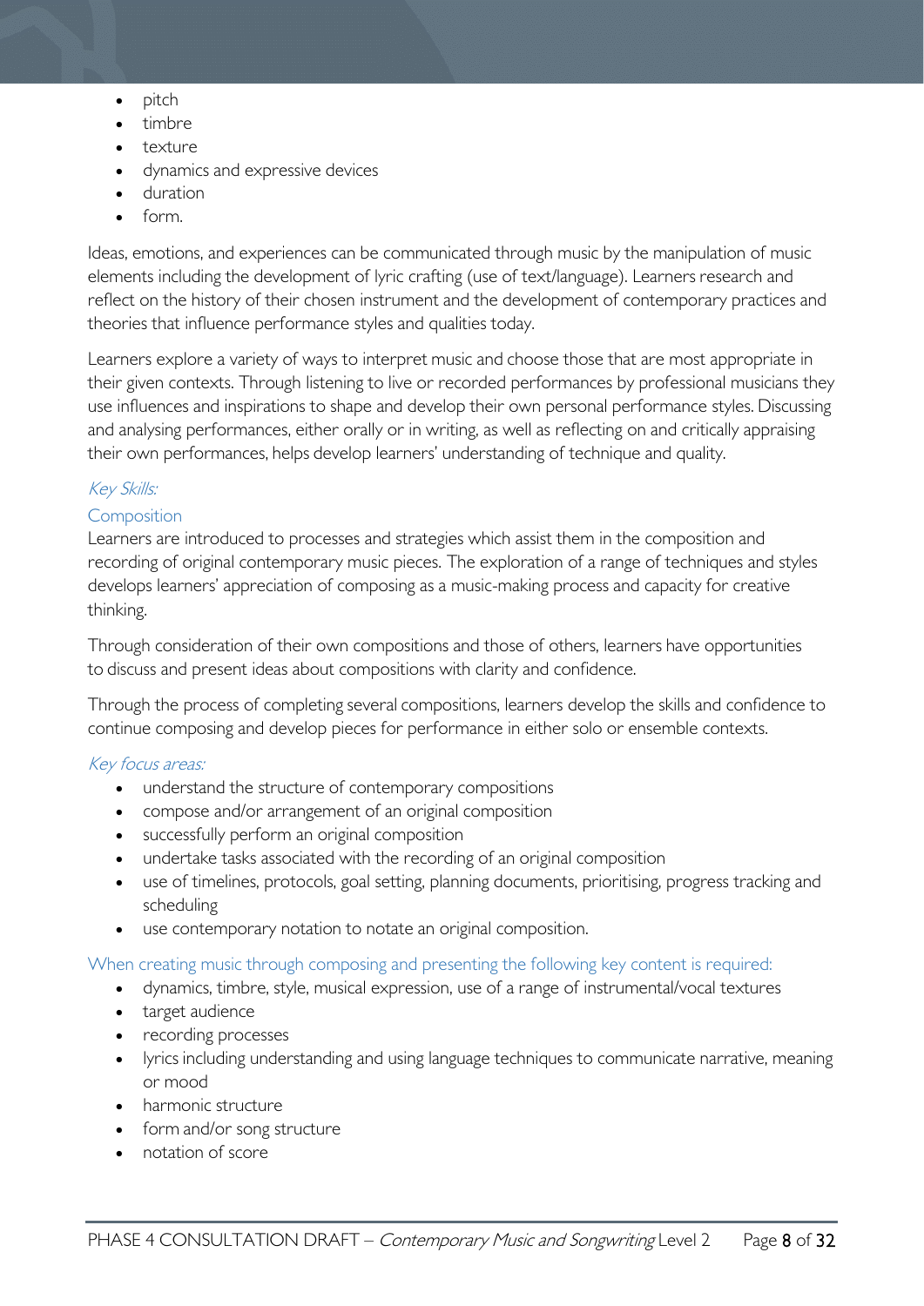- pitch
- timbre
- texture
- dynamics and expressive devices
- duration
- form.

Ideas, emotions, and experiences can be communicated through music by the manipulation of music elements including the development of lyric crafting (use of text/language). Learners research and reflect on the history of their chosen instrument and the development of contemporary practices and theories that influence performance styles and qualities today.

Learners explore a variety of ways to interpret music and choose those that are most appropriate in their given contexts. Through listening to live or recorded performances by professional musicians they use influences and inspirations to shape and develop their own personal performance styles. Discussing and analysing performances, either orally or in writing, as well as reflecting on and critically appraising their own performances, helps develop learners' understanding of technique and quality.

*Key Skills:*

### Composition

Learners are introduced to processes and strategies which assist them in the composition and recording of original contemporary music pieces. The exploration of a range of techniques and styles develops learners' appreciation of composing as a music-making process and capacity for creative thinking.

Through consideration of their own compositions and those of others, learners have opportunities to discuss and present ideas about compositions with clarity and confidence.

Through the process of completing several compositions, learners develop the skills and confidence to continue composing and develop pieces for performance in either solo or ensemble contexts.

*Key focus areas:*

- understand the structure of contemporary compositions
- compose and/or arrangement of an original composition
- successfully perform an original composition
- undertake tasks associated with the recording of an original composition
- use of timelines, protocols, goal setting, planning documents, prioritising, progress tracking and scheduling
- use contemporary notation to notate an original composition.

When creating music through composing and presenting the following key content is required:

- dynamics, timbre, style, musical expression, use of a range of instrumental/vocal textures
- target audience
- recording processes
- lyrics including understanding and using language techniques to communicate narrative, meaning or mood
- harmonic structure
- form and/or song structure
- notation of score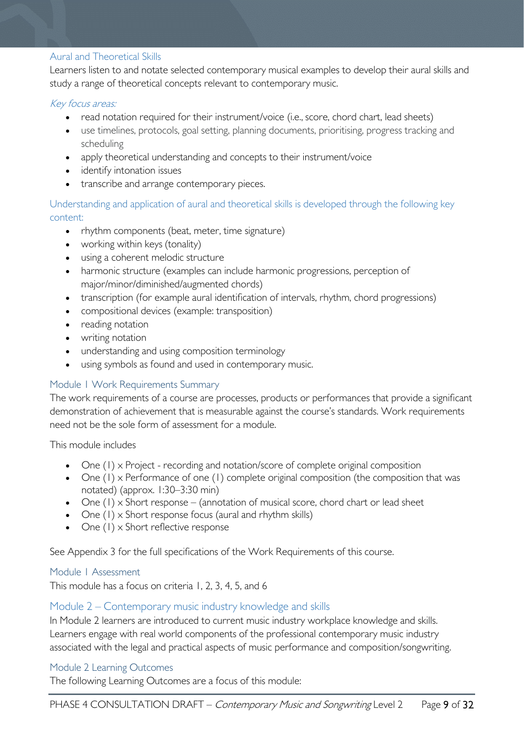### Aural and Theoretical Skills

Learners listen to and notate selected contemporary musical examples to develop their aural skills and study a range of theoretical concepts relevant to contemporary music.

*Key focus areas:*

- read notation required for their instrument/voice (i.e., score, chord chart, lead sheets)
- use timelines, protocols, goal setting, planning documents, prioritising, progress tracking and scheduling
- apply theoretical understanding and concepts to their instrument/voice
- identify intonation issues
- transcribe and arrange contemporary pieces.

### Understanding and application of aural and theoretical skills is developed through the following key content:

- rhythm components (beat, meter, time signature)
- working within keys (tonality)
- using a coherent melodic structure
- harmonic structure (examples can include harmonic progressions, perception of major/minor/diminished/augmented chords)
- transcription (for example aural identification of intervals, rhythm, chord progressions)
- compositional devices (example: transposition)
- reading notation
- writing notation
- understanding and using composition terminology
- using symbols as found and used in contemporary music.

### Module 1 Work Requirements Summary

The work requirements of a course are processes, products or performances that provide a significant demonstration of achievement that is measurable against the course's standards. Work requirements need not be the sole form of assessment for a module.

This module includes

- One (1) × Project - recording and notation/score of complete original composition
- One (1) × Performance of one (1) complete original composition (the composition that was notated) (approx. 1:30–3:30 min)
- One (1) × Short response – (annotation of musical score, chord chart or lead sheet
- One (1) × Short response focus (aural and rhythm skills)
- One (1) × Short reflective response

See Appendix 3 for the full specifications of the Work Requirements of this course.

### Module 1 Assessment

This module has a focus on criteria 1, 2, 3, 4, 5, and 6

## Module 2 – Contemporary music industry knowledge and skills

In Module 2 learners are introduced to current music industry workplace knowledge and skills. Learners engage with real world components of the professional contemporary music industry associated with the legal and practical aspects of music performance and composition/songwriting.

### Module 2 Learning Outcomes

The following Learning Outcomes are a focus of this module: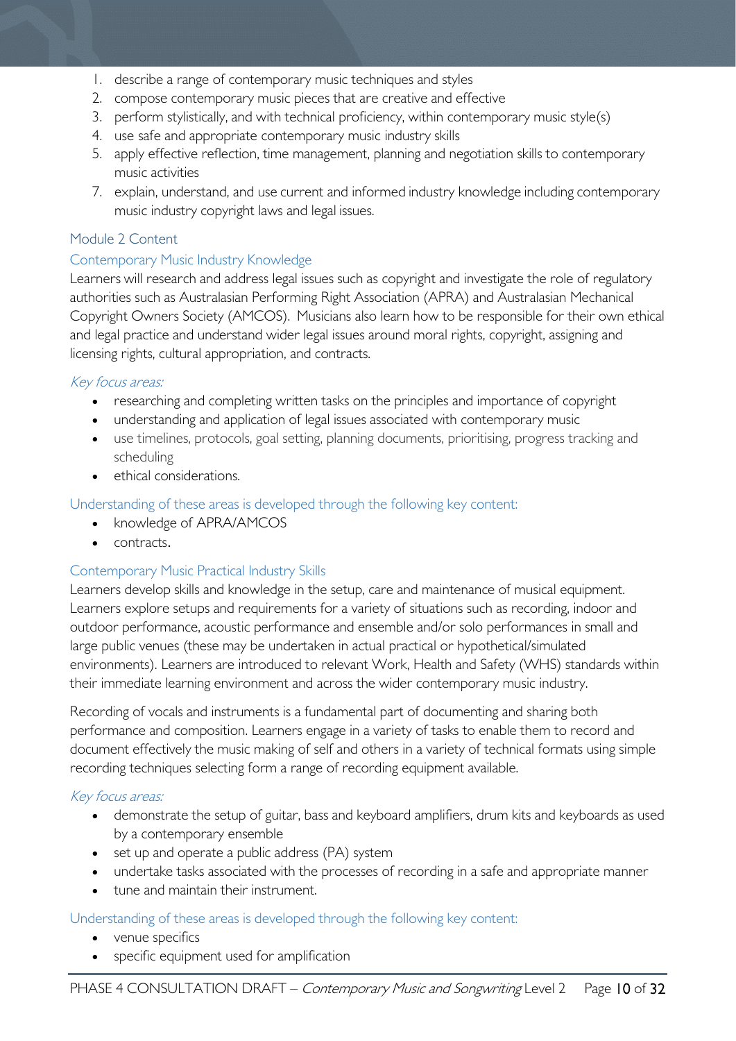1. describe a range of contemporary music techniques and styles
2. compose contemporary music pieces that are creative and effective
3. perform stylistically, and with technical proficiency, within contemporary music style(s)
4. use safe and appropriate contemporary music industry skills
5. apply effective reflection, time management, planning and negotiation skills to contemporary music activities
7. explain, understand, and use current and informed industry knowledge including contemporary music industry copyright laws and legal issues.

## Module 2 Content

### Contemporary Music Industry Knowledge

Learners will research and address legal issues such as copyright and investigate the role of regulatory authorities such as Australasian Performing Right Association (APRA) and Australasian Mechanical Copyright Owners Society (AMCOS). Musicians also learn how to be responsible for their own ethical and legal practice and understand wider legal issues around moral rights, copyright, assigning and licensing rights, cultural appropriation, and contracts.

*Key focus areas:*

- researching and completing written tasks on the principles and importance of copyright
- understanding and application of legal issues associated with contemporary music
- use timelines, protocols, goal setting, planning documents, prioritising, progress tracking and scheduling
- ethical considerations.

Understanding of these areas is developed through the following key content:

- knowledge of APRA/AMCOS
- contracts.

### Contemporary Music Practical Industry Skills

Learners develop skills and knowledge in the setup, care and maintenance of musical equipment. Learners explore setups and requirements for a variety of situations such as recording, indoor and outdoor performance, acoustic performance and ensemble and/or solo performances in small and large public venues (these may be undertaken in actual practical or hypothetical/simulated environments). Learners are introduced to relevant Work, Health and Safety (WHS) standards within their immediate learning environment and across the wider contemporary music industry.

Recording of vocals and instruments is a fundamental part of documenting and sharing both performance and composition. Learners engage in a variety of tasks to enable them to record and document effectively the music making of self and others in a variety of technical formats using simple recording techniques selecting form a range of recording equipment available.

*Key focus areas:*

- demonstrate the setup of guitar, bass and keyboard amplifiers, drum kits and keyboards as used by a contemporary ensemble
- set up and operate a public address (PA) system
- undertake tasks associated with the processes of recording in a safe and appropriate manner
- tune and maintain their instrument.

Understanding of these areas is developed through the following key content:

- venue specifics
- specific equipment used for amplification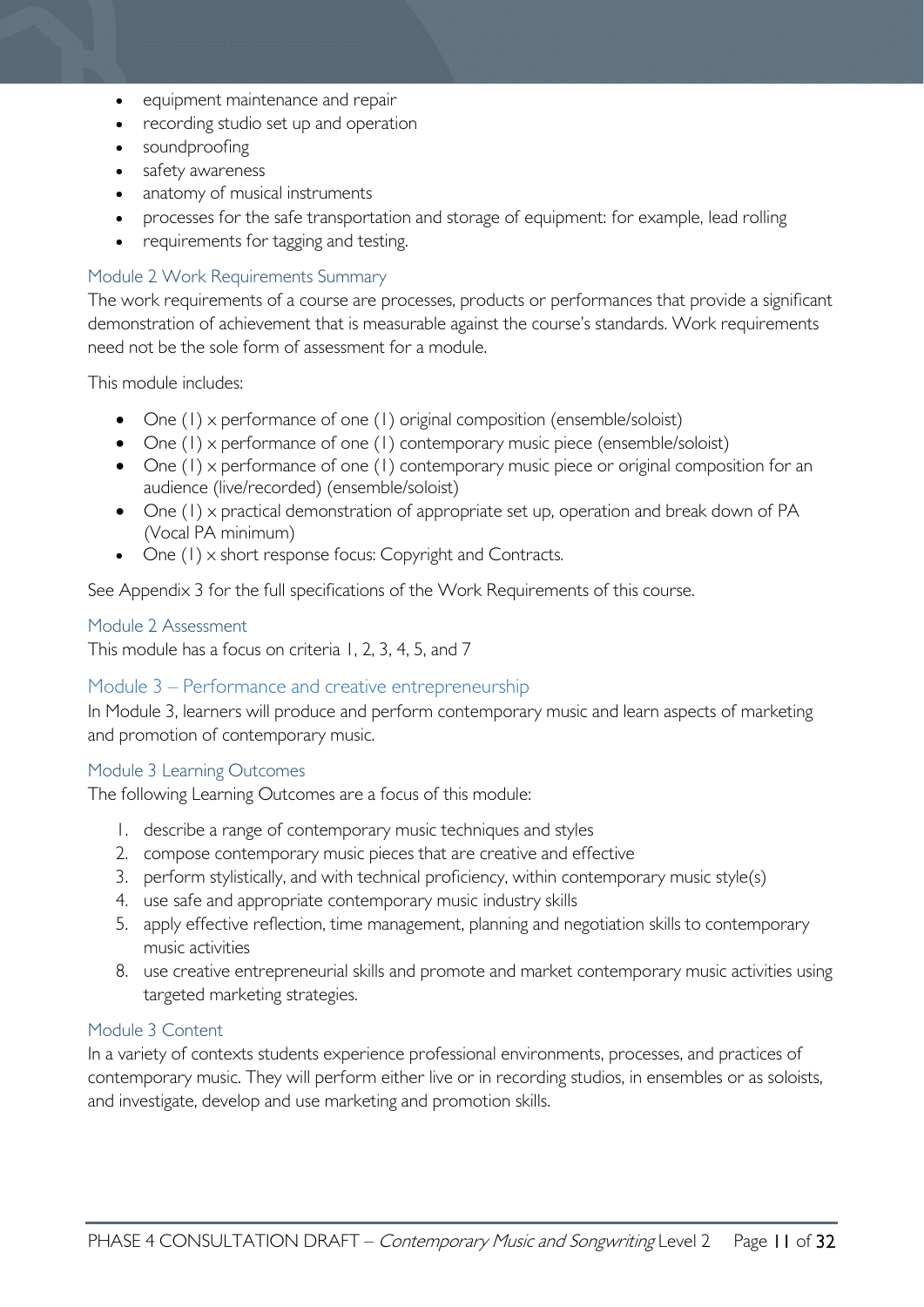- equipment maintenance and repair
- recording studio set up and operation
- soundproofing
- safety awareness
- anatomy of musical instruments
- processes for the safe transportation and storage of equipment: for example, lead rolling
- requirements for tagging and testing.

### Module 2 Work Requirements Summary

The work requirements of a course are processes, products or performances that provide a significant demonstration of achievement that is measurable against the course's standards. Work requirements need not be the sole form of assessment for a module.

This module includes:

- One (1) x performance of one (1) original composition (ensemble/soloist)
- One (1) x performance of one (1) contemporary music piece (ensemble/soloist)
- One (1) x performance of one (1) contemporary music piece or original composition for an audience (live/recorded) (ensemble/soloist)
- One (1) x practical demonstration of appropriate set up, operation and break down of PA (Vocal PA minimum)
- One (1) x short response focus: Copyright and Contracts.

See Appendix 3 for the full specifications of the Work Requirements of this course.

### Module 2 Assessment

This module has a focus on criteria 1, 2, 3, 4, 5, and 7

## Module 3 – Performance and creative entrepreneurship

In Module 3, learners will produce and perform contemporary music and learn aspects of marketing and promotion of contemporary music.

### Module 3 Learning Outcomes

The following Learning Outcomes are a focus of this module:

1. describe a range of contemporary music techniques and styles
2. compose contemporary music pieces that are creative and effective
3. perform stylistically, and with technical proficiency, within contemporary music style(s)
4. use safe and appropriate contemporary music industry skills
5. apply effective reflection, time management, planning and negotiation skills to contemporary music activities

8. use creative entrepreneurial skills and promote and market contemporary music activities using targeted marketing strategies.

### Module 3 Content

In a variety of contexts students experience professional environments, processes, and practices of contemporary music. They will perform either live or in recording studios, in ensembles or as soloists, and investigate, develop and use marketing and promotion skills.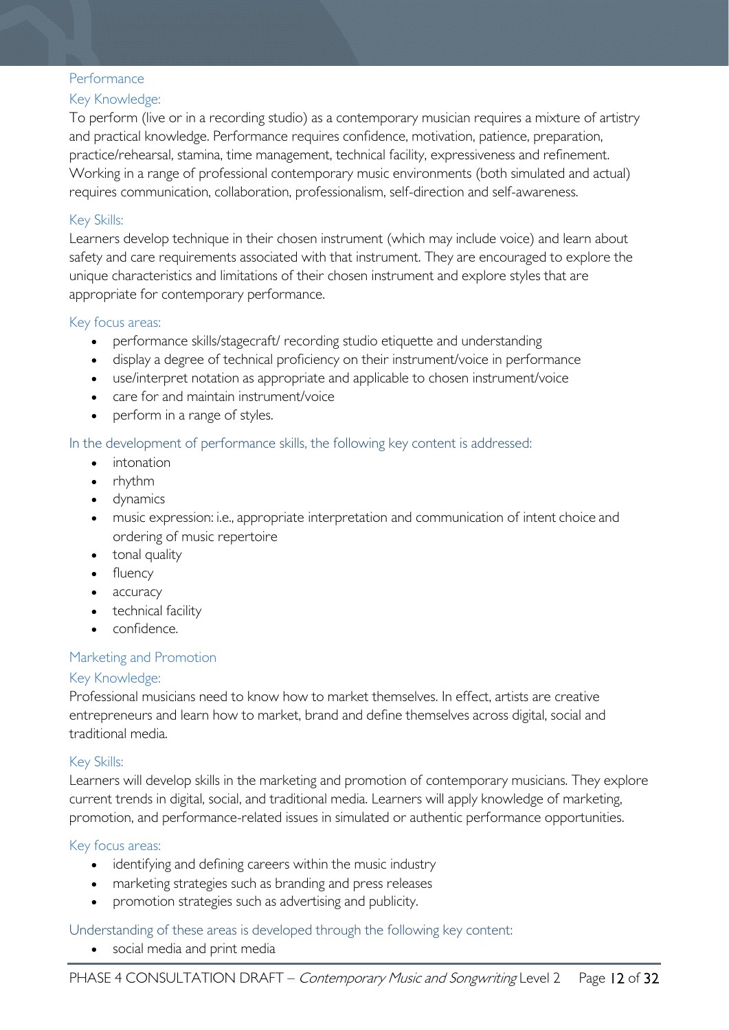### Performance

#### Key Knowledge:

To perform (live or in a recording studio) as a contemporary musician requires a mixture of artistry and practical knowledge. Performance requires confidence, motivation, patience, preparation, practice/rehearsal, stamina, time management, technical facility, expressiveness and refinement. Working in a range of professional contemporary music environments (both simulated and actual) requires communication, collaboration, professionalism, self-direction and self-awareness.

#### Key Skills:

Learners develop technique in their chosen instrument (which may include voice) and learn about safety and care requirements associated with that instrument. They are encouraged to explore the unique characteristics and limitations of their chosen instrument and explore styles that are appropriate for contemporary performance.

#### Key focus areas:

- performance skills/stagecraft/ recording studio etiquette and understanding
- display a degree of technical proficiency on their instrument/voice in performance
- use/interpret notation as appropriate and applicable to chosen instrument/voice
- care for and maintain instrument/voice
- perform in a range of styles.

#### In the development of performance skills, the following key content is addressed:

- intonation
- rhythm
- dynamics
- music expression: i.e., appropriate interpretation and communication of intent choice and ordering of music repertoire
- tonal quality
- fluency
- accuracy
- technical facility
- confidence.

### Marketing and Promotion

#### Key Knowledge:

Professional musicians need to know how to market themselves. In effect, artists are creative entrepreneurs and learn how to market, brand and define themselves across digital, social and traditional media.

#### Key Skills:

Learners will develop skills in the marketing and promotion of contemporary musicians. They explore current trends in digital, social, and traditional media. Learners will apply knowledge of marketing, promotion, and performance-related issues in simulated or authentic performance opportunities.

#### Key focus areas:

- identifying and defining careers within the music industry
- marketing strategies such as branding and press releases
- promotion strategies such as advertising and publicity.

#### Understanding of these areas is developed through the following key content:

- social media and print media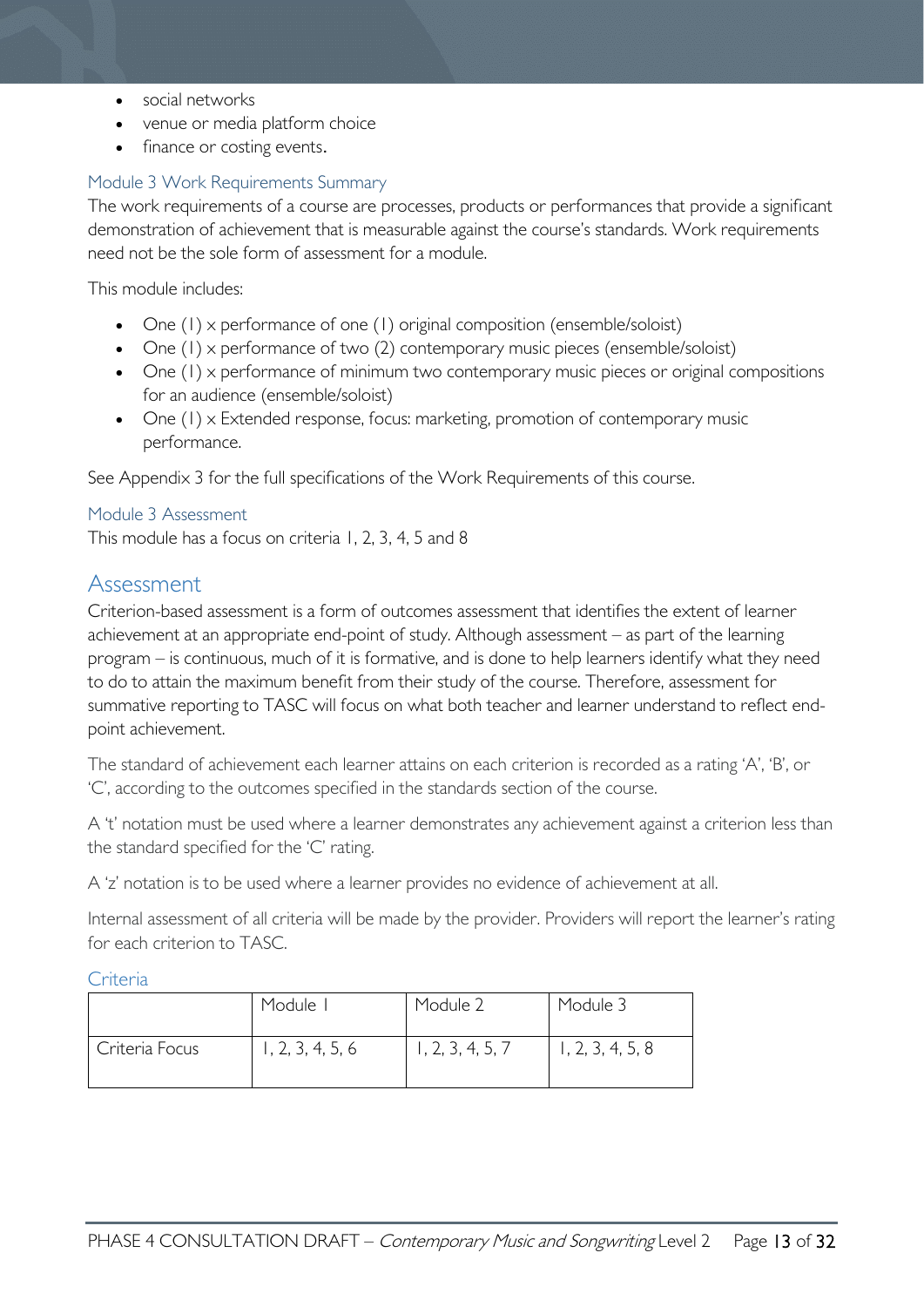- social networks
- venue or media platform choice
- finance or costing events.

### Module 3 Work Requirements Summary

The work requirements of a course are processes, products or performances that provide a significant demonstration of achievement that is measurable against the course's standards. Work requirements need not be the sole form of assessment for a module.

This module includes:

- One (1) x performance of one (1) original composition (ensemble/soloist)
- One (1) x performance of two (2) contemporary music pieces (ensemble/soloist)
- One (1) x performance of minimum two contemporary music pieces or original compositions for an audience (ensemble/soloist)
- One (1) x Extended response, focus: marketing, promotion of contemporary music performance.

See Appendix 3 for the full specifications of the Work Requirements of this course.

### Module 3 Assessment

This module has a focus on criteria 1, 2, 3, 4, 5 and 8

## Assessment

Criterion-based assessment is a form of outcomes assessment that identifies the extent of learner achievement at an appropriate end-point of study. Although assessment – as part of the learning program – is continuous, much of it is formative, and is done to help learners identify what they need to do to attain the maximum benefit from their study of the course. Therefore, assessment for summative reporting to TASC will focus on what both teacher and learner understand to reflect end-point achievement.

The standard of achievement each learner attains on each criterion is recorded as a rating 'A', 'B', or 'C', according to the outcomes specified in the standards section of the course.

A 't' notation must be used where a learner demonstrates any achievement against a criterion less than the standard specified for the 'C' rating.

A 'z' notation is to be used where a learner provides no evidence of achievement at all.

Internal assessment of all criteria will be made by the provider. Providers will report the learner's rating for each criterion to TASC.

### Criteria

| | Module 1 | Module 2 | Module 3 |
|---|---|---|---|
| Criteria Focus | 1, 2, 3, 4, 5, 6 | 1, 2, 3, 4, 5, 7 | 1, 2, 3, 4, 5, 8 |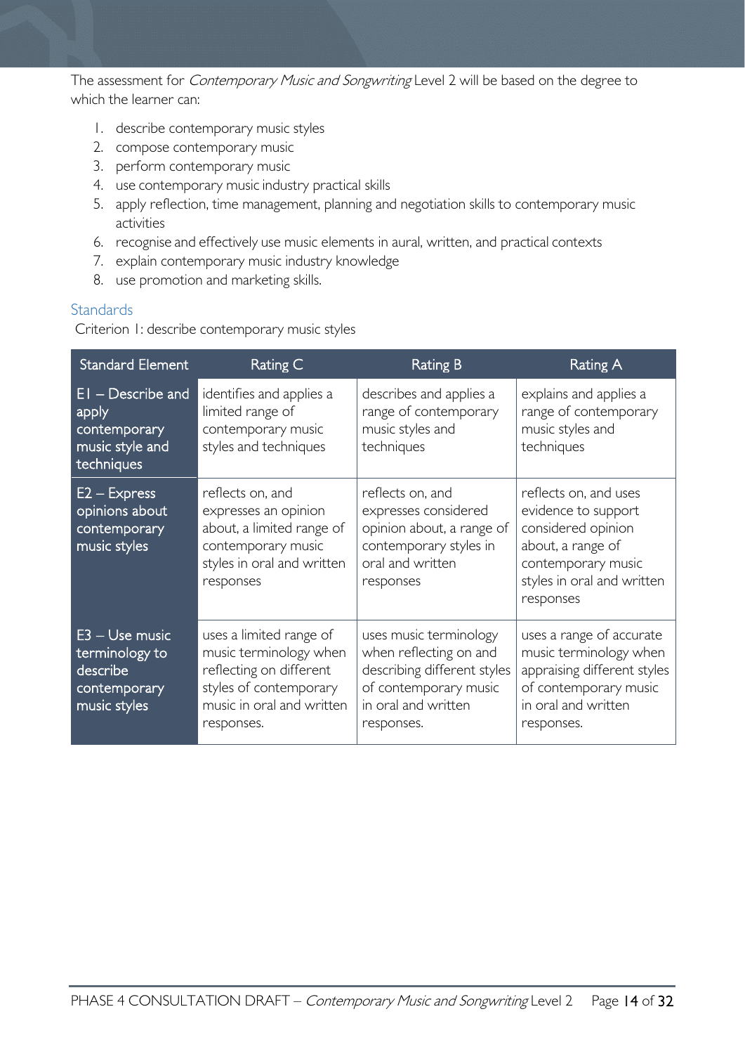The assessment for *Contemporary Music and Songwriting* Level 2 will be based on the degree to which the learner can:

1. describe contemporary music styles
2. compose contemporary music
3. perform contemporary music
4. use contemporary music industry practical skills
5. apply reflection, time management, planning and negotiation skills to contemporary music activities
6. recognise and effectively use music elements in aural, written, and practical contexts
7. explain contemporary music industry knowledge
8. use promotion and marketing skills.

## Standards

Criterion 1: describe contemporary music styles

| Standard Element | Rating C | Rating B | Rating A |
|---|---|---|---|
| E1 – Describe and apply contemporary music style and techniques | identifies and applies a limited range of contemporary music styles and techniques | describes and applies a range of contemporary music styles and techniques | explains and applies a range of contemporary music styles and techniques |
| E2 – Express opinions about contemporary music styles | reflects on, and expresses an opinion about, a limited range of contemporary music styles in oral and written responses | reflects on, and expresses considered opinion about, a range of contemporary styles in oral and written responses | reflects on, and uses evidence to support considered opinion about, a range of contemporary music styles in oral and written responses |
| E3 – Use music terminology to describe contemporary music styles | uses a limited range of music terminology when reflecting on different styles of contemporary music in oral and written responses. | uses music terminology when reflecting on and describing different styles of contemporary music in oral and written responses. | uses a range of accurate music terminology when appraising different styles of contemporary music in oral and written responses. |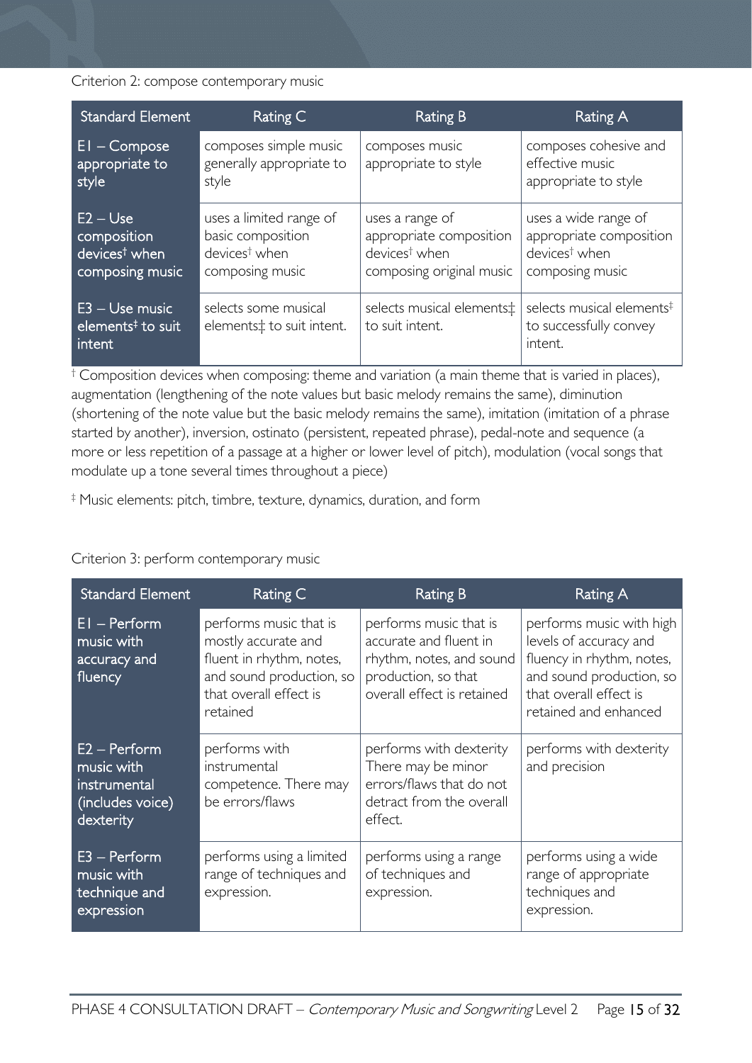Criterion 2: compose contemporary music

| Standard Element | Rating C | Rating B | Rating A |
|---|---|---|---|
| E1 – Compose appropriate to style | composes simple music generally appropriate to style | composes music appropriate to style | composes cohesive and effective music appropriate to style |
| E2 – Use composition devices† when composing music | uses a limited range of basic composition devices† when composing music | uses a range of appropriate composition devices† when composing original music | uses a wide range of appropriate composition devices† when composing music |
| E3 – Use music elements‡ to suit intent | selects some musical elements‡ to suit intent. | selects musical elements‡ to suit intent. | selects musical elements‡ to successfully convey intent. |

† Composition devices when composing: theme and variation (a main theme that is varied in places), augmentation (lengthening of the note values but basic melody remains the same), diminution (shortening of the note value but the basic melody remains the same), imitation (imitation of a phrase started by another), inversion, ostinato (persistent, repeated phrase), pedal-note and sequence (a more or less repetition of a passage at a higher or lower level of pitch), modulation (vocal songs that modulate up a tone several times throughout a piece)

‡ Music elements: pitch, timbre, texture, dynamics, duration, and form

Criterion 3: perform contemporary music

| Standard Element | Rating C | Rating B | Rating A |
|---|---|---|---|
| E1 – Perform music with accuracy and fluency | performs music that is mostly accurate and fluent in rhythm, notes, and sound production, so that overall effect is retained | performs music that is accurate and fluent in rhythm, notes, and sound production, so that overall effect is retained | performs music with high levels of accuracy and fluency in rhythm, notes, and sound production, so that overall effect is retained and enhanced |
| E2 – Perform music with instrumental (includes voice) dexterity | performs with instrumental competence. There may be errors/flaws | performs with dexterity There may be minor errors/flaws that do not detract from the overall effect. | performs with dexterity and precision |
| E3 – Perform music with technique and expression | performs using a limited range of techniques and expression. | performs using a range of techniques and expression. | performs using a wide range of appropriate techniques and expression. |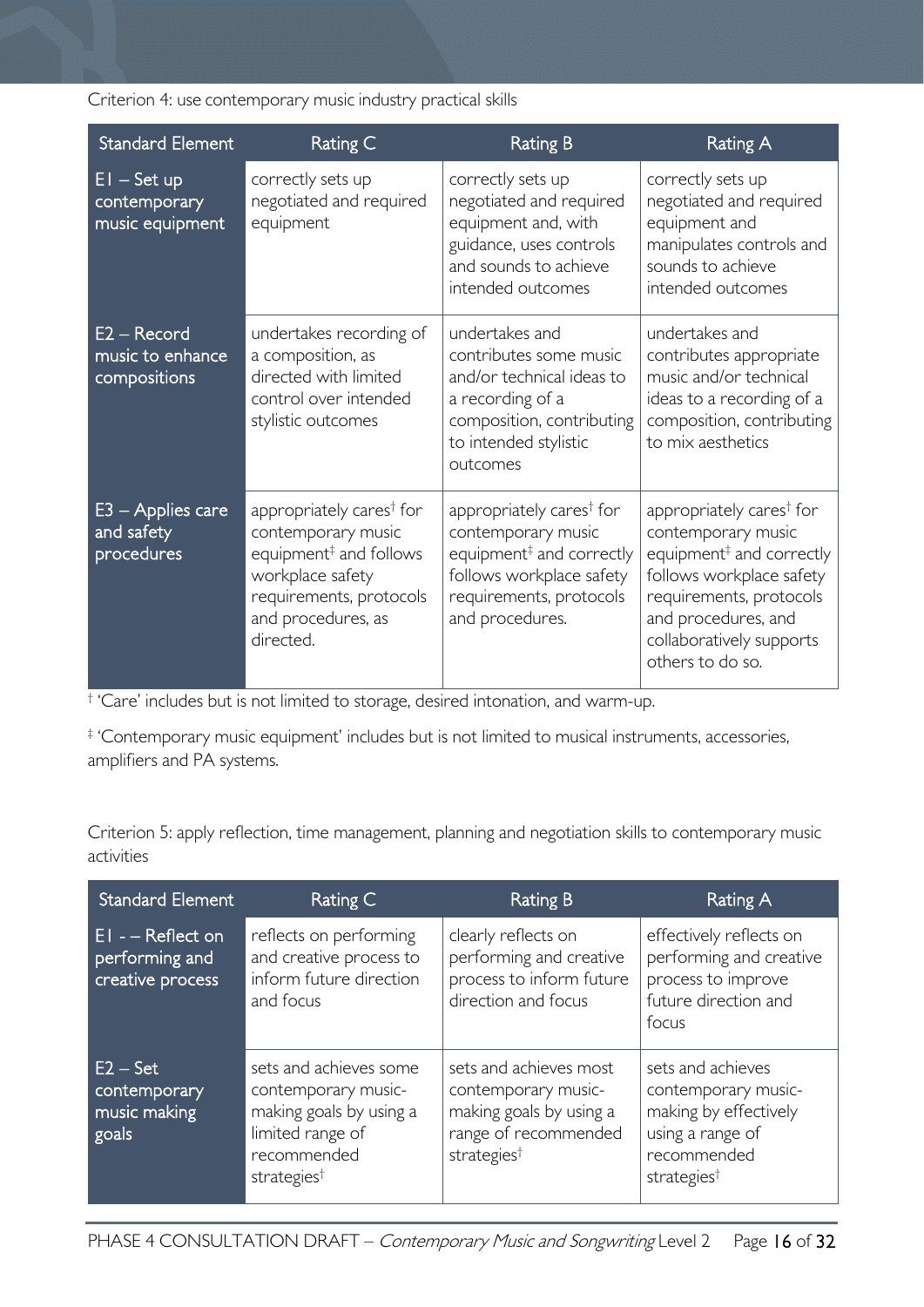Criterion 4: use contemporary music industry practical skills

| Standard Element | Rating C | Rating B | Rating A |
| --- | --- | --- | --- |
| E1 – Set up contemporary music equipment | correctly sets up negotiated and required equipment | correctly sets up negotiated and required equipment and, with guidance, uses controls and sounds to achieve intended outcomes | correctly sets up negotiated and required equipment and manipulates controls and sounds to achieve intended outcomes |
| E2 – Record music to enhance compositions | undertakes recording of a composition, as directed with limited control over intended stylistic outcomes | undertakes and contributes some music and/or technical ideas to a recording of a composition, contributing to intended stylistic outcomes | undertakes and contributes appropriate music and/or technical ideas to a recording of a composition, contributing to mix aesthetics |
| E3 – Applies care and safety procedures | appropriately cares† for contemporary music equipment‡ and follows workplace safety requirements, protocols and procedures, as directed. | appropriately cares† for contemporary music equipment‡ and correctly follows workplace safety requirements, protocols and procedures. | appropriately cares† for contemporary music equipment‡ and correctly follows workplace safety requirements, protocols and procedures, and collaboratively supports others to do so. |

† 'Care' includes but is not limited to storage, desired intonation, and warm-up.

‡ 'Contemporary music equipment' includes but is not limited to musical instruments, accessories, amplifiers and PA systems.

Criterion 5: apply reflection, time management, planning and negotiation skills to contemporary music activities

| Standard Element | Rating C | Rating B | Rating A |
| --- | --- | --- | --- |
| E1 - – Reflect on performing and creative process | reflects on performing and creative process to inform future direction and focus | clearly reflects on performing and creative process to inform future direction and focus | effectively reflects on performing and creative process to improve future direction and focus |
| E2 – Set contemporary music making goals | sets and achieves some contemporary music-making goals by using a limited range of recommended strategies† | sets and achieves most contemporary music-making goals by using a range of recommended strategies† | sets and achieves contemporary music-making by effectively using a range of recommended strategies† |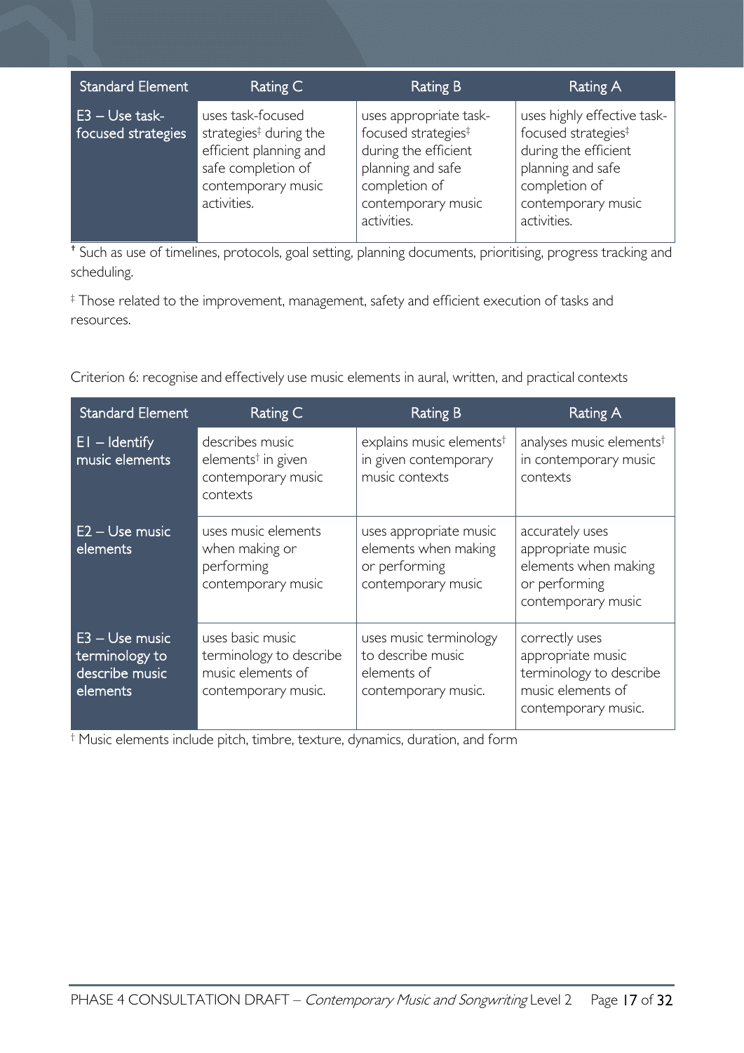| Standard Element | Rating C | Rating B | Rating A |
| --- | --- | --- | --- |
| E3 – Use task-focused strategies | uses task-focused strategies‡ during the efficient planning and safe completion of contemporary music activities. | uses appropriate task-focused strategies‡ during the efficient planning and safe completion of contemporary music activities. | uses highly effective task-focused strategies‡ during the efficient planning and safe completion of contemporary music activities. |

† Such as use of timelines, protocols, goal setting, planning documents, prioritising, progress tracking and scheduling.

‡ Those related to the improvement, management, safety and efficient execution of tasks and resources.

Criterion 6: recognise and effectively use music elements in aural, written, and practical contexts

| Standard Element | Rating C | Rating B | Rating A |
| --- | --- | --- | --- |
| E1 – Identify music elements | describes music elements† in given contemporary music contexts | explains music elements† in given contemporary music contexts | analyses music elements† in contemporary music contexts |
| E2 – Use music elements | uses music elements when making or performing contemporary music | uses appropriate music elements when making or performing contemporary music | accurately uses appropriate music elements when making or performing contemporary music |
| E3 – Use music terminology to describe music elements | uses basic music terminology to describe music elements of contemporary music. | uses music terminology to describe music elements of contemporary music. | correctly uses appropriate music terminology to describe music elements of contemporary music. |

† Music elements include pitch, timbre, texture, dynamics, duration, and form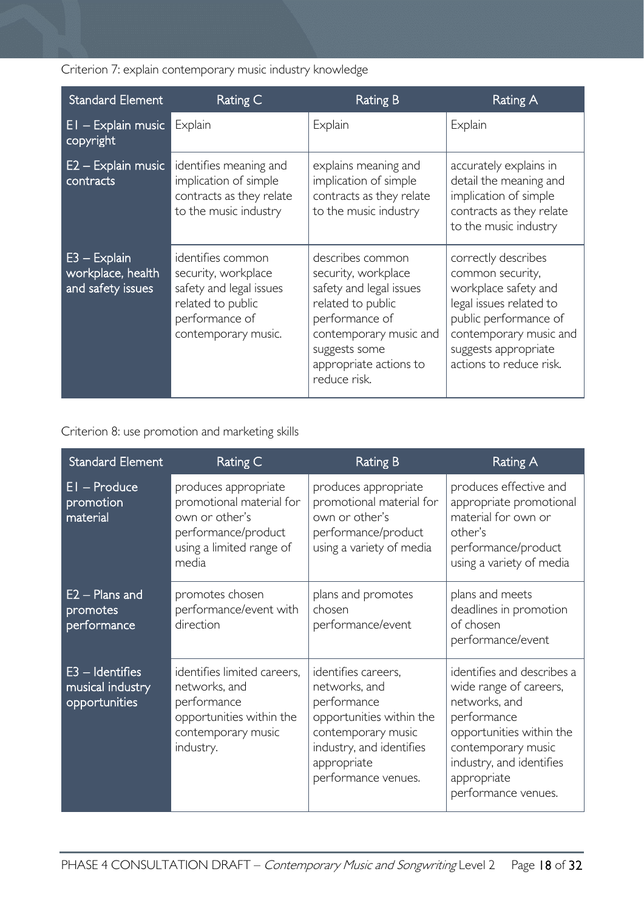Criterion 7: explain contemporary music industry knowledge

| Standard Element | Rating C | Rating B | Rating A |
|---|---|---|---|
| E1 – Explain music copyright | Explain | Explain | Explain |
| E2 – Explain music contracts | identifies meaning and implication of simple contracts as they relate to the music industry | explains meaning and implication of simple contracts as they relate to the music industry | accurately explains in detail the meaning and implication of simple contracts as they relate to the music industry |
| E3 – Explain workplace, health and safety issues | identifies common security, workplace safety and legal issues related to public performance of contemporary music. | describes common security, workplace safety and legal issues related to public performance of contemporary music and suggests some appropriate actions to reduce risk. | correctly describes common security, workplace safety and legal issues related to public performance of contemporary music and suggests appropriate actions to reduce risk. |

Criterion 8: use promotion and marketing skills

| Standard Element | Rating C | Rating B | Rating A |
|---|---|---|---|
| E1 – Produce promotion material | produces appropriate promotional material for own or other's performance/product using a limited range of media | produces appropriate promotional material for own or other's performance/product using a variety of media | produces effective and appropriate promotional material for own or other's performance/product using a variety of media |
| E2 – Plans and promotes performance | promotes chosen performance/event with direction | plans and promotes chosen performance/event | plans and meets deadlines in promotion of chosen performance/event |
| E3 – Identifies musical industry opportunities | identifies limited careers, networks, and performance opportunities within the contemporary music industry. | identifies careers, networks, and performance opportunities within the contemporary music industry, and identifies appropriate performance venues. | identifies and describes a wide range of careers, networks, and performance opportunities within the contemporary music industry, and identifies appropriate performance venues. |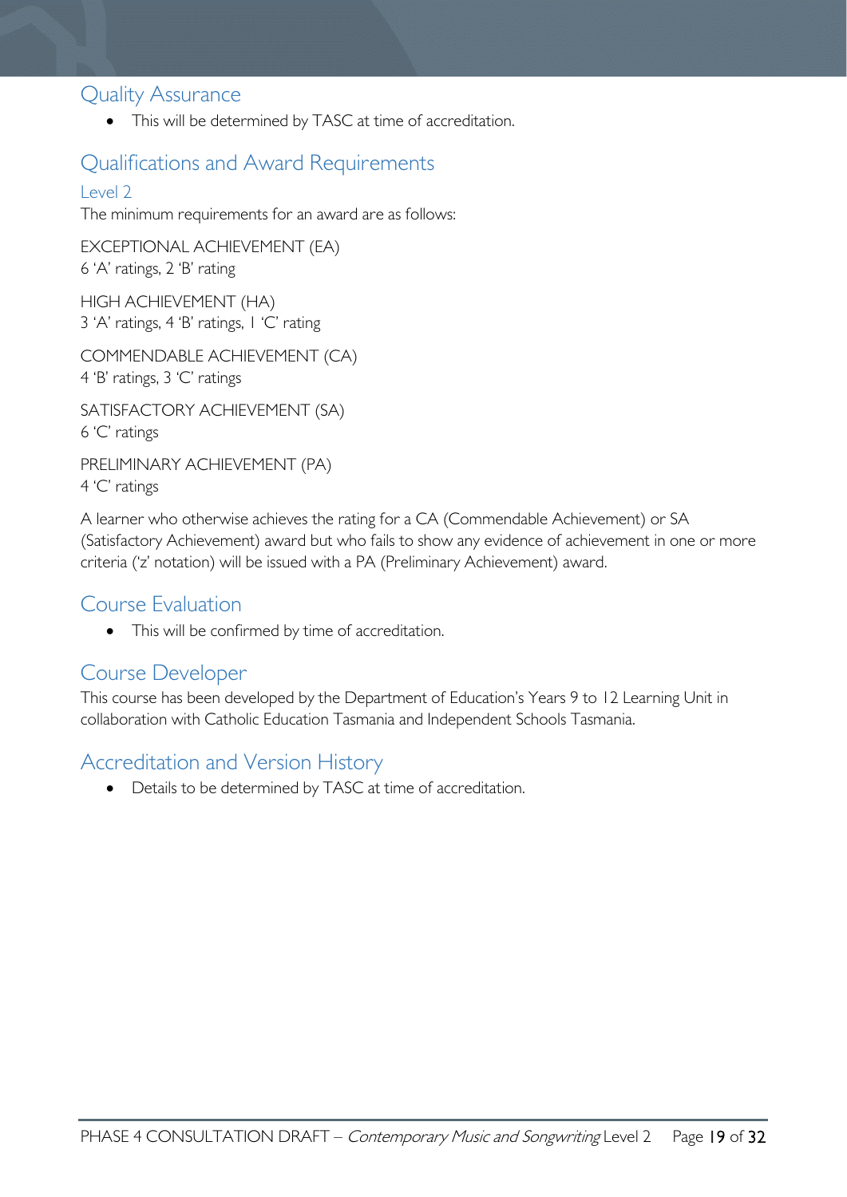## Quality Assurance

- This will be determined by TASC at time of accreditation.

## Qualifications and Award Requirements

### Level 2

The minimum requirements for an award are as follows:

EXCEPTIONAL ACHIEVEMENT (EA)
6 'A' ratings, 2 'B' rating

HIGH ACHIEVEMENT (HA)
3 'A' ratings, 4 'B' ratings, 1 'C' rating

COMMENDABLE ACHIEVEMENT (CA)
4 'B' ratings, 3 'C' ratings

SATISFACTORY ACHIEVEMENT (SA)
6 'C' ratings

PRELIMINARY ACHIEVEMENT (PA)
4 'C' ratings

A learner who otherwise achieves the rating for a CA (Commendable Achievement) or SA (Satisfactory Achievement) award but who fails to show any evidence of achievement in one or more criteria ('z' notation) will be issued with a PA (Preliminary Achievement) award.

## Course Evaluation

- This will be confirmed by time of accreditation.

## Course Developer

This course has been developed by the Department of Education's Years 9 to 12 Learning Unit in collaboration with Catholic Education Tasmania and Independent Schools Tasmania.

## Accreditation and Version History

- Details to be determined by TASC at time of accreditation.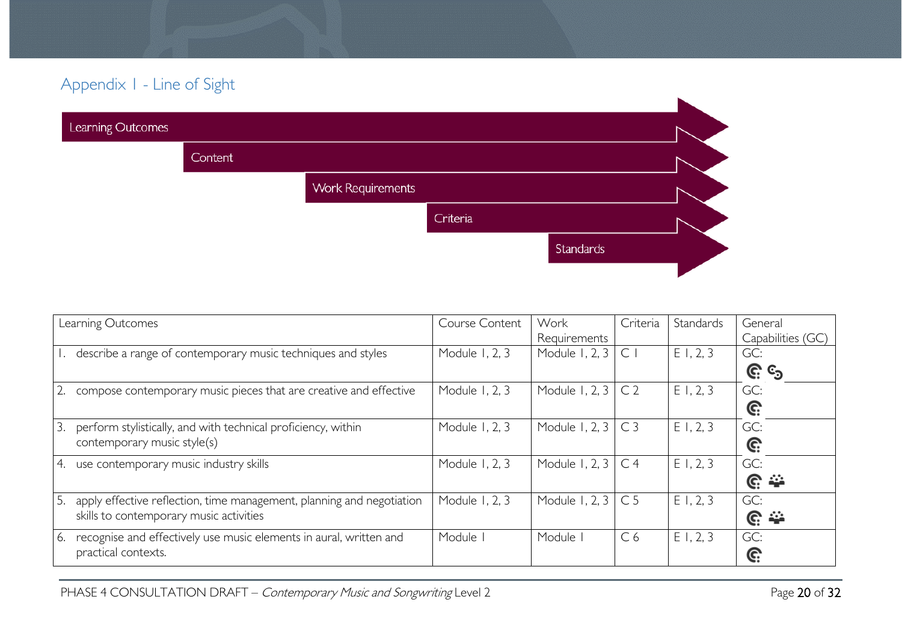## Appendix 1 - Line of Sight

Learning Outcomes

Content

Work Requirements

Criteria

Standards

| Learning Outcomes | Course Content | Work Requirements | Criteria | Standards | General Capabilities (GC) |
|---|---|---|---|---|---|
| 1. describe a range of contemporary music techniques and styles | Module 1, 2, 3 | Module 1, 2, 3 | C 1 | E 1, 2, 3 | GC: |
| 2. compose contemporary music pieces that are creative and effective | Module 1, 2, 3 | Module 1, 2, 3 | C 2 | E 1, 2, 3 | GC: |
| 3. perform stylistically, and with technical proficiency, within contemporary music style(s) | Module 1, 2, 3 | Module 1, 2, 3 | C 3 | E 1, 2, 3 | GC: |
| 4. use contemporary music industry skills | Module 1, 2, 3 | Module 1, 2, 3 | C 4 | E 1, 2, 3 | GC: |
| 5. apply effective reflection, time management, planning and negotiation skills to contemporary music activities | Module 1, 2, 3 | Module 1, 2, 3 | C 5 | E 1, 2, 3 | GC: |
| 6. recognise and effectively use music elements in aural, written and practical contexts. | Module 1 | Module 1 | C 6 | E 1, 2, 3 | GC: |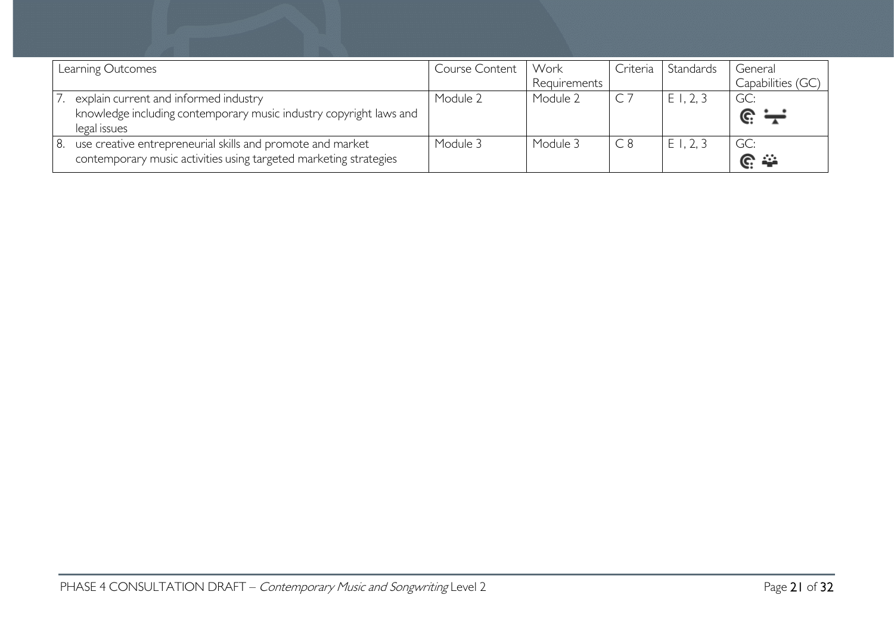| Learning Outcomes | Course Content | Work Requirements | Criteria | Standards | General Capabilities (GC) |
|---|---|---|---|---|---|
| 7. explain current and informed industry knowledge including contemporary music industry copyright laws and legal issues | Module 2 | Module 2 | C 7 | E 1, 2, 3 | GC: |
| 8. use creative entrepreneurial skills and promote and market contemporary music activities using targeted marketing strategies | Module 3 | Module 3 | C 8 | E 1, 2, 3 | GC: |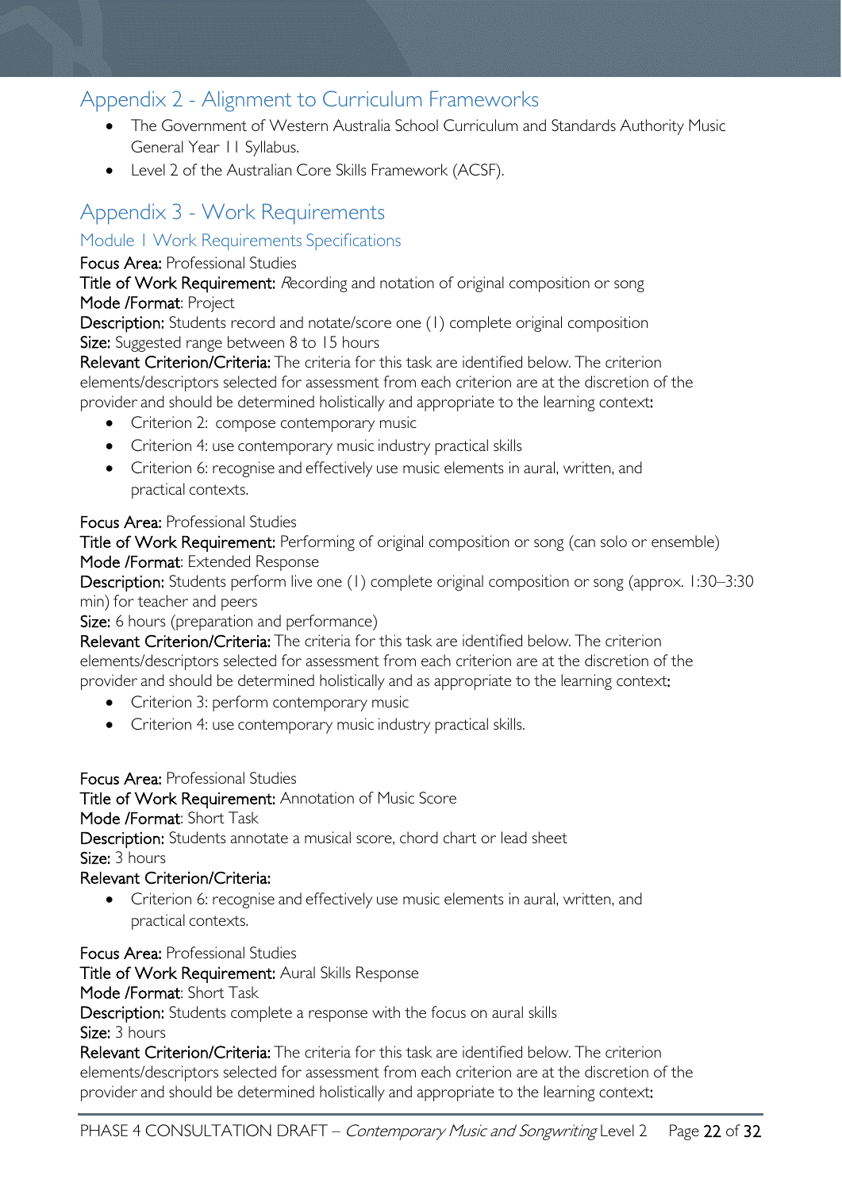## Appendix 2 - Alignment to Curriculum Frameworks

- The Government of Western Australia School Curriculum and Standards Authority Music General Year 11 Syllabus.
- Level 2 of the Australian Core Skills Framework (ACSF).

## Appendix 3 - Work Requirements

### Module 1 Work Requirements Specifications

**Focus Area:** Professional Studies
**Title of Work Requirement:** *R*ecording and notation of original composition or song
**Mode /Format**: Project
**Description:** Students record and notate/score one (1) complete original composition
**Size:** Suggested range between 8 to 15 hours
**Relevant Criterion/Criteria:** The criteria for this task are identified below. The criterion elements/descriptors selected for assessment from each criterion are at the discretion of the provider and should be determined holistically and appropriate to the learning context**:**

- Criterion 2: compose contemporary music
- Criterion 4: use contemporary music industry practical skills
- Criterion 6: recognise and effectively use music elements in aural, written, and practical contexts.

**Focus Area:** Professional Studies
**Title of Work Requirement:** Performing of original composition or song (can solo or ensemble)
**Mode /Format**: Extended Response
**Description:** Students perform live one (1) complete original composition or song (approx. 1:30–3:30 min) for teacher and peers
**Size:** 6 hours (preparation and performance)
**Relevant Criterion/Criteria:** The criteria for this task are identified below. The criterion elements/descriptors selected for assessment from each criterion are at the discretion of the provider and should be determined holistically and as appropriate to the learning context**:**

- Criterion 3: perform contemporary music
- Criterion 4: use contemporary music industry practical skills.

**Focus Area:** Professional Studies
**Title of Work Requirement:** Annotation of Music Score
**Mode /Format**: Short Task
**Description:** Students annotate a musical score, chord chart or lead sheet
**Size:** 3 hours
**Relevant Criterion/Criteria:**

- Criterion 6: recognise and effectively use music elements in aural, written, and practical contexts.

**Focus Area:** Professional Studies
**Title of Work Requirement:** Aural Skills Response
**Mode /Format**: Short Task
**Description:** Students complete a response with the focus on aural skills
**Size:** 3 hours
**Relevant Criterion/Criteria:** The criteria for this task are identified below. The criterion elements/descriptors selected for assessment from each criterion are at the discretion of the provider and should be determined holistically and appropriate to the learning context**:**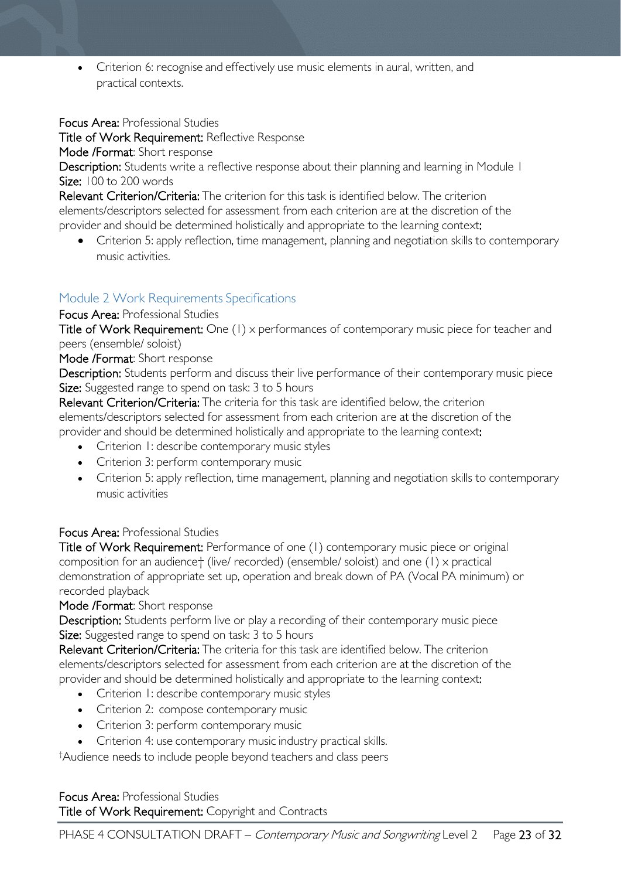- Criterion 6: recognise and effectively use music elements in aural, written, and practical contexts.

**Focus Area:** Professional Studies
**Title of Work Requirement:** Reflective Response
**Mode /Format**: Short response
**Description:** Students write a reflective response about their planning and learning in Module 1
**Size:** 100 to 200 words
**Relevant Criterion/Criteria:** The criterion for this task is identified below. The criterion elements/descriptors selected for assessment from each criterion are at the discretion of the provider and should be determined holistically and appropriate to the learning context:

- Criterion 5: apply reflection, time management, planning and negotiation skills to contemporary music activities.

## Module 2 Work Requirements Specifications

**Focus Area:** Professional Studies
**Title of Work Requirement:** One (1) x performances of contemporary music piece for teacher and peers (ensemble/ soloist)
**Mode /Format**: Short response
**Description:** Students perform and discuss their live performance of their contemporary music piece
**Size:** Suggested range to spend on task: 3 to 5 hours
**Relevant Criterion/Criteria:** The criteria for this task are identified below, the criterion elements/descriptors selected for assessment from each criterion are at the discretion of the provider and should be determined holistically and appropriate to the learning context:

- Criterion 1: describe contemporary music styles
- Criterion 3: perform contemporary music
- Criterion 5: apply reflection, time management, planning and negotiation skills to contemporary music activities

**Focus Area:** Professional Studies
**Title of Work Requirement:** Performance of one (1) contemporary music piece or original composition for an audience† (live/ recorded) (ensemble/ soloist) and one (1) x practical demonstration of appropriate set up, operation and break down of PA (Vocal PA minimum) or recorded playback
**Mode /Format**: Short response
**Description:** Students perform live or play a recording of their contemporary music piece
**Size:** Suggested range to spend on task: 3 to 5 hours
**Relevant Criterion/Criteria:** The criteria for this task are identified below. The criterion elements/descriptors selected for assessment from each criterion are at the discretion of the provider and should be determined holistically and appropriate to the learning context:

- Criterion 1: describe contemporary music styles
- Criterion 2: compose contemporary music
- Criterion 3: perform contemporary music
- Criterion 4: use contemporary music industry practical skills.

†Audience needs to include people beyond teachers and class peers

**Focus Area:** Professional Studies
**Title of Work Requirement:** Copyright and Contracts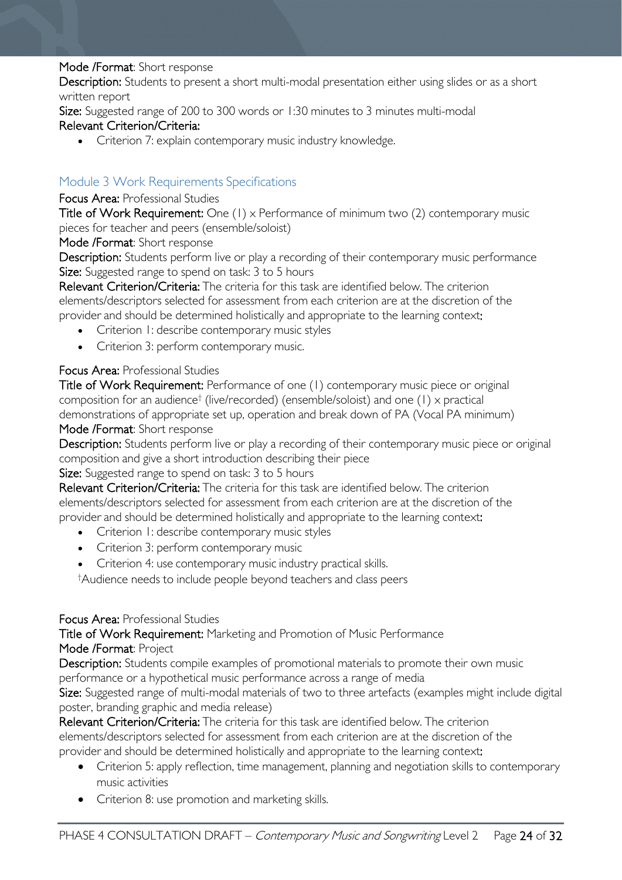**Mode /Format**: Short response

**Description:** Students to present a short multi-modal presentation either using slides or as a short written report

**Size:** Suggested range of 200 to 300 words or 1:30 minutes to 3 minutes multi-modal

**Relevant Criterion/Criteria:**

- Criterion 7: explain contemporary music industry knowledge.

## Module 3 Work Requirements Specifications

**Focus Area:** Professional Studies

**Title of Work Requirement:** One (1) x Performance of minimum two (2) contemporary music pieces for teacher and peers (ensemble/soloist)

**Mode /Format**: Short response

**Description:** Students perform live or play a recording of their contemporary music performance

**Size:** Suggested range to spend on task: 3 to 5 hours

**Relevant Criterion/Criteria:** The criteria for this task are identified below. The criterion elements/descriptors selected for assessment from each criterion are at the discretion of the provider and should be determined holistically and appropriate to the learning context:

- Criterion 1: describe contemporary music styles
- Criterion 3: perform contemporary music.

**Focus Area:** Professional Studies

**Title of Work Requirement:** Performance of one (1) contemporary music piece or original composition for an audience† (live/recorded) (ensemble/soloist) and one (1) x practical demonstrations of appropriate set up, operation and break down of PA (Vocal PA minimum)

**Mode /Format**: Short response

**Description:** Students perform live or play a recording of their contemporary music piece or original composition and give a short introduction describing their piece

**Size:** Suggested range to spend on task: 3 to 5 hours

**Relevant Criterion/Criteria:** The criteria for this task are identified below. The criterion elements/descriptors selected for assessment from each criterion are at the discretion of the provider and should be determined holistically and appropriate to the learning context:

- Criterion 1: describe contemporary music styles
- Criterion 3: perform contemporary music
- Criterion 4: use contemporary music industry practical skills.

†Audience needs to include people beyond teachers and class peers

**Focus Area:** Professional Studies

**Title of Work Requirement:** Marketing and Promotion of Music Performance

**Mode /Format**: Project

**Description:** Students compile examples of promotional materials to promote their own music performance or a hypothetical music performance across a range of media

**Size:** Suggested range of multi-modal materials of two to three artefacts (examples might include digital poster, branding graphic and media release)

**Relevant Criterion/Criteria:** The criteria for this task are identified below. The criterion elements/descriptors selected for assessment from each criterion are at the discretion of the provider and should be determined holistically and appropriate to the learning context:

- Criterion 5: apply reflection, time management, planning and negotiation skills to contemporary music activities
- Criterion 8: use promotion and marketing skills.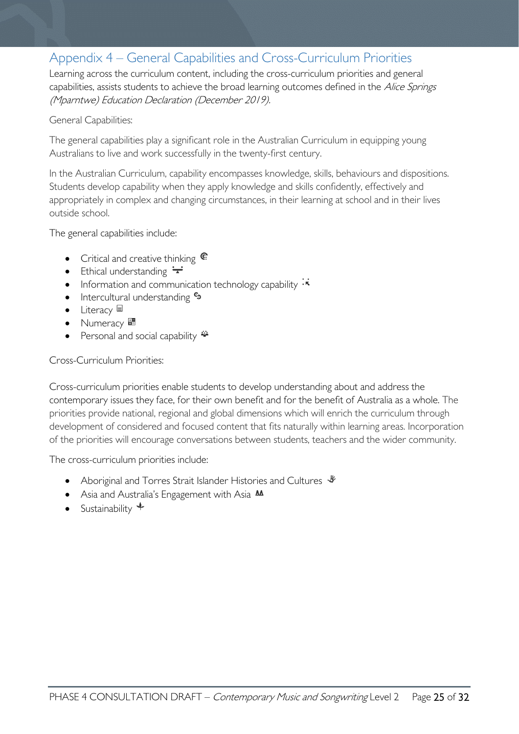## Appendix 4 – General Capabilities and Cross-Curriculum Priorities

Learning across the curriculum content, including the cross-curriculum priorities and general capabilities, assists students to achieve the broad learning outcomes defined in the *Alice Springs (Mparntwe) Education Declaration (December 2019).*

General Capabilities:

The general capabilities play a significant role in the Australian Curriculum in equipping young Australians to live and work successfully in the twenty-first century.

In the Australian Curriculum, capability encompasses knowledge, skills, behaviours and dispositions. Students develop capability when they apply knowledge and skills confidently, effectively and appropriately in complex and changing circumstances, in their learning at school and in their lives outside school.

The general capabilities include:

- Critical and creative thinking
- Ethical understanding
- Information and communication technology capability
- Intercultural understanding
- Literacy
- Numeracy
- Personal and social capability

Cross-Curriculum Priorities:

Cross-curriculum priorities enable students to develop understanding about and address the contemporary issues they face, for their own benefit and for the benefit of Australia as a whole. The priorities provide national, regional and global dimensions which will enrich the curriculum through development of considered and focused content that fits naturally within learning areas. Incorporation of the priorities will encourage conversations between students, teachers and the wider community.

The cross-curriculum priorities include:

- Aboriginal and Torres Strait Islander Histories and Cultures
- Asia and Australia's Engagement with Asia
- Sustainability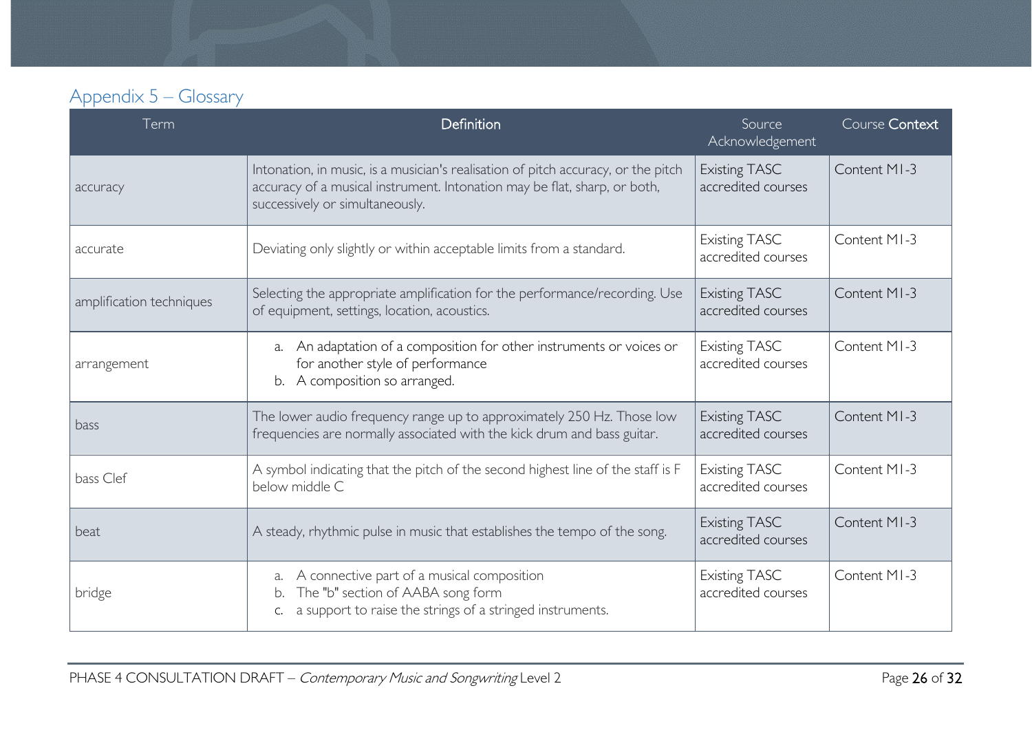## Appendix 5 – Glossary

| Term | Definition | Source Acknowledgement | Course Context |
|---|---|---|---|
| accuracy | Intonation, in music, is a musician's realisation of pitch accuracy, or the pitch accuracy of a musical instrument. Intonation may be flat, sharp, or both, successively or simultaneously. | Existing TASC accredited courses | Content M1-3 |
| accurate | Deviating only slightly or within acceptable limits from a standard. | Existing TASC accredited courses | Content M1-3 |
| amplification techniques | Selecting the appropriate amplification for the performance/recording. Use of equipment, settings, location, acoustics. | Existing TASC accredited courses | Content M1-3 |
| arrangement | a. An adaptation of a composition for other instruments or voices or for another style of performance<br>b. A composition so arranged. | Existing TASC accredited courses | Content M1-3 |
| bass | The lower audio frequency range up to approximately 250 Hz. Those low frequencies are normally associated with the kick drum and bass guitar. | Existing TASC accredited courses | Content M1-3 |
| bass Clef | A symbol indicating that the pitch of the second highest line of the staff is F below middle C | Existing TASC accredited courses | Content M1-3 |
| beat | A steady, rhythmic pulse in music that establishes the tempo of the song. | Existing TASC accredited courses | Content M1-3 |
| bridge | a. A connective part of a musical composition<br>b. The "b" section of AABA song form<br>c. a support to raise the strings of a stringed instruments. | Existing TASC accredited courses | Content M1-3 |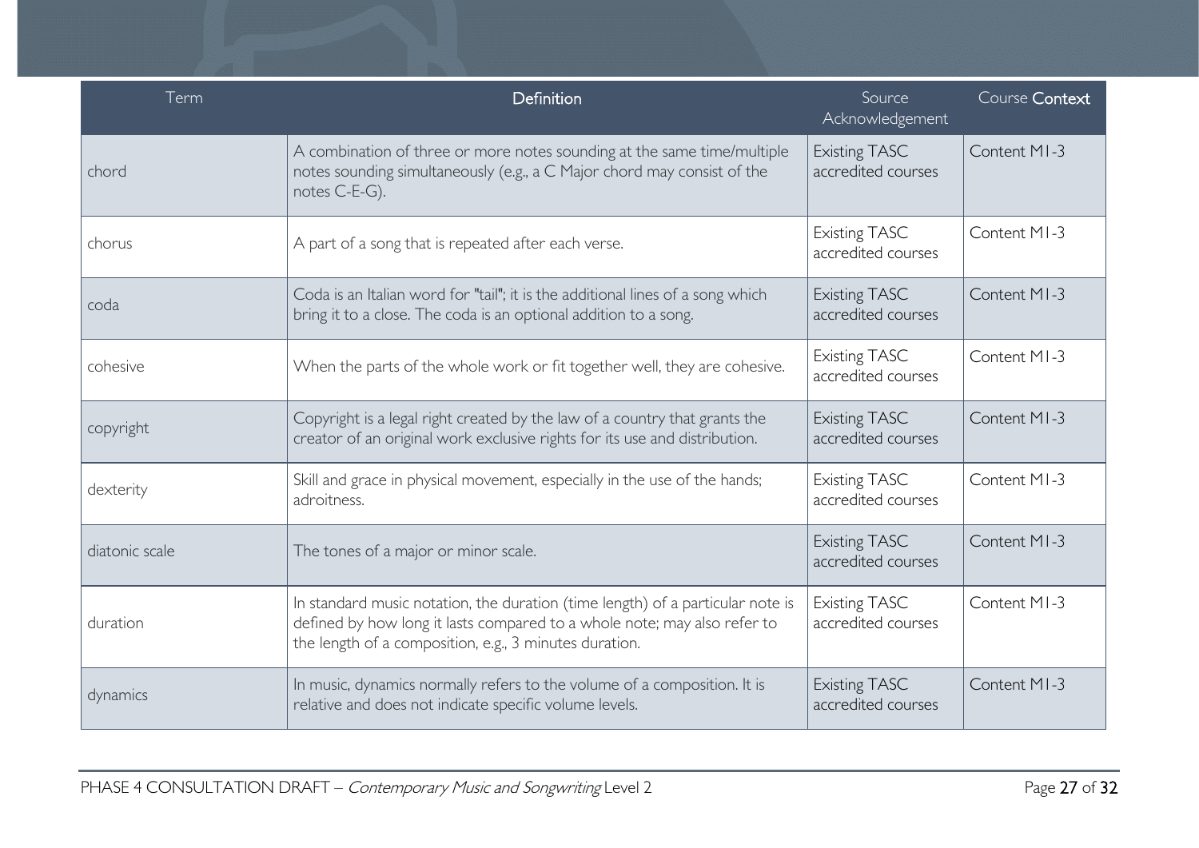| Term | Definition | Source Acknowledgement | Course Context |
|---|---|---|---|
| chord | A combination of three or more notes sounding at the same time/multiple notes sounding simultaneously (e.g., a C Major chord may consist of the notes C-E-G). | Existing TASC accredited courses | Content M1-3 |
| chorus | A part of a song that is repeated after each verse. | Existing TASC accredited courses | Content M1-3 |
| coda | Coda is an Italian word for "tail"; it is the additional lines of a song which bring it to a close. The coda is an optional addition to a song. | Existing TASC accredited courses | Content M1-3 |
| cohesive | When the parts of the whole work or fit together well, they are cohesive. | Existing TASC accredited courses | Content M1-3 |
| copyright | Copyright is a legal right created by the law of a country that grants the creator of an original work exclusive rights for its use and distribution. | Existing TASC accredited courses | Content M1-3 |
| dexterity | Skill and grace in physical movement, especially in the use of the hands; adroitness. | Existing TASC accredited courses | Content M1-3 |
| diatonic scale | The tones of a major or minor scale. | Existing TASC accredited courses | Content M1-3 |
| duration | In standard music notation, the duration (time length) of a particular note is defined by how long it lasts compared to a whole note; may also refer to the length of a composition, e.g., 3 minutes duration. | Existing TASC accredited courses | Content M1-3 |
| dynamics | In music, dynamics normally refers to the volume of a composition. It is relative and does not indicate specific volume levels. | Existing TASC accredited courses | Content M1-3 |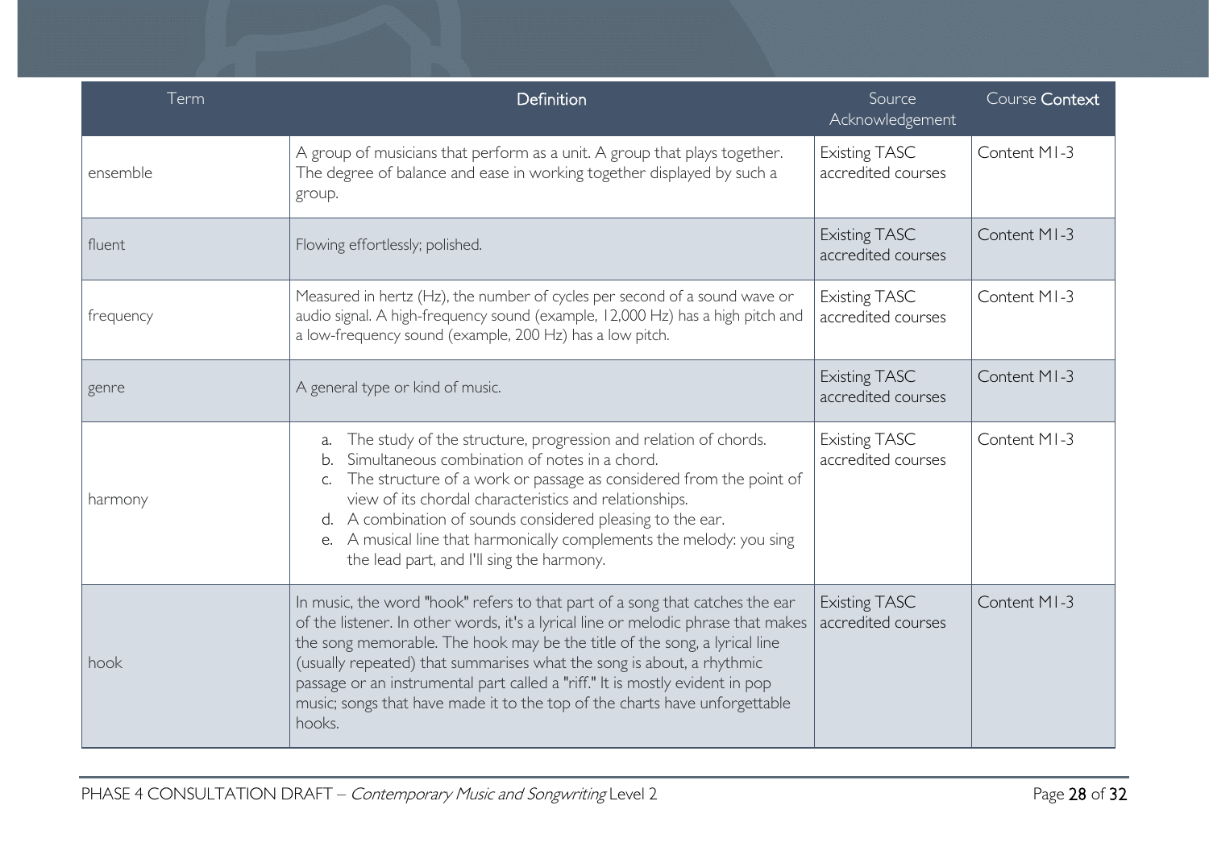| Term | Definition | Source Acknowledgement | Course Context |
|---|---|---|---|
| ensemble | A group of musicians that perform as a unit. A group that plays together. The degree of balance and ease in working together displayed by such a group. | Existing TASC accredited courses | Content M1-3 |
| fluent | Flowing effortlessly; polished. | Existing TASC accredited courses | Content M1-3 |
| frequency | Measured in hertz (Hz), the number of cycles per second of a sound wave or audio signal. A high-frequency sound (example, 12,000 Hz) has a high pitch and a low-frequency sound (example, 200 Hz) has a low pitch. | Existing TASC accredited courses | Content M1-3 |
| genre | A general type or kind of music. | Existing TASC accredited courses | Content M1-3 |
| harmony | a. The study of the structure, progression and relation of chords.<br>b. Simultaneous combination of notes in a chord.<br>c. The structure of a work or passage as considered from the point of view of its chordal characteristics and relationships.<br>d. A combination of sounds considered pleasing to the ear.<br>e. A musical line that harmonically complements the melody: you sing the lead part, and I'll sing the harmony. | Existing TASC accredited courses | Content M1-3 |
| hook | In music, the word "hook" refers to that part of a song that catches the ear of the listener. In other words, it's a lyrical line or melodic phrase that makes the song memorable. The hook may be the title of the song, a lyrical line (usually repeated) that summarises what the song is about, a rhythmic passage or an instrumental part called a "riff." It is mostly evident in pop music; songs that have made it to the top of the charts have unforgettable hooks. | Existing TASC accredited courses | Content M1-3 |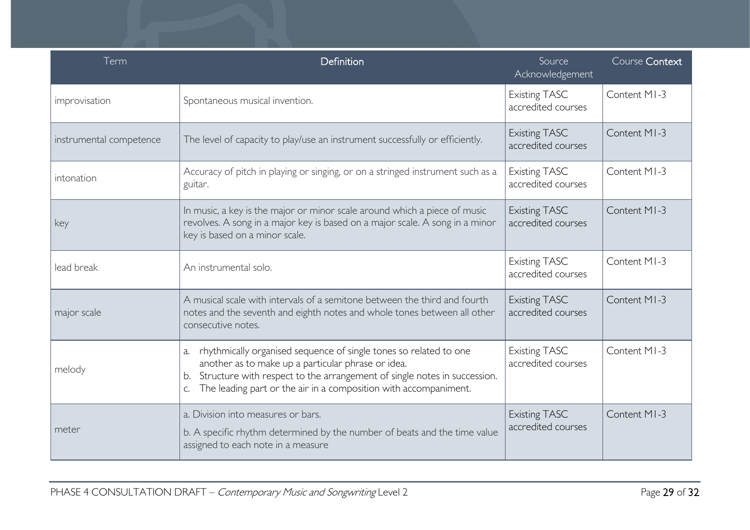| Term | Definition | Source Acknowledgement | Course Context |
|---|---|---|---|
| improvisation | Spontaneous musical invention. | Existing TASC accredited courses | Content M1-3 |
| instrumental competence | The level of capacity to play/use an instrument successfully or efficiently. | Existing TASC accredited courses | Content M1-3 |
| intonation | Accuracy of pitch in playing or singing, or on a stringed instrument such as a guitar. | Existing TASC accredited courses | Content M1-3 |
| key | In music, a key is the major or minor scale around which a piece of music revolves. A song in a major key is based on a major scale. A song in a minor key is based on a minor scale. | Existing TASC accredited courses | Content M1-3 |
| lead break | An instrumental solo. | Existing TASC accredited courses | Content M1-3 |
| major scale | A musical scale with intervals of a semitone between the third and fourth notes and the seventh and eighth notes and whole tones between all other consecutive notes. | Existing TASC accredited courses | Content M1-3 |
| melody | a. rhythmically organised sequence of single tones so related to one another as to make up a particular phrase or idea.<br>b. Structure with respect to the arrangement of single notes in succession.<br>c. The leading part or the air in a composition with accompaniment. | Existing TASC accredited courses | Content M1-3 |
| meter | a. Division into measures or bars.<br>b. A specific rhythm determined by the number of beats and the time value assigned to each note in a measure | Existing TASC accredited courses | Content M1-3 |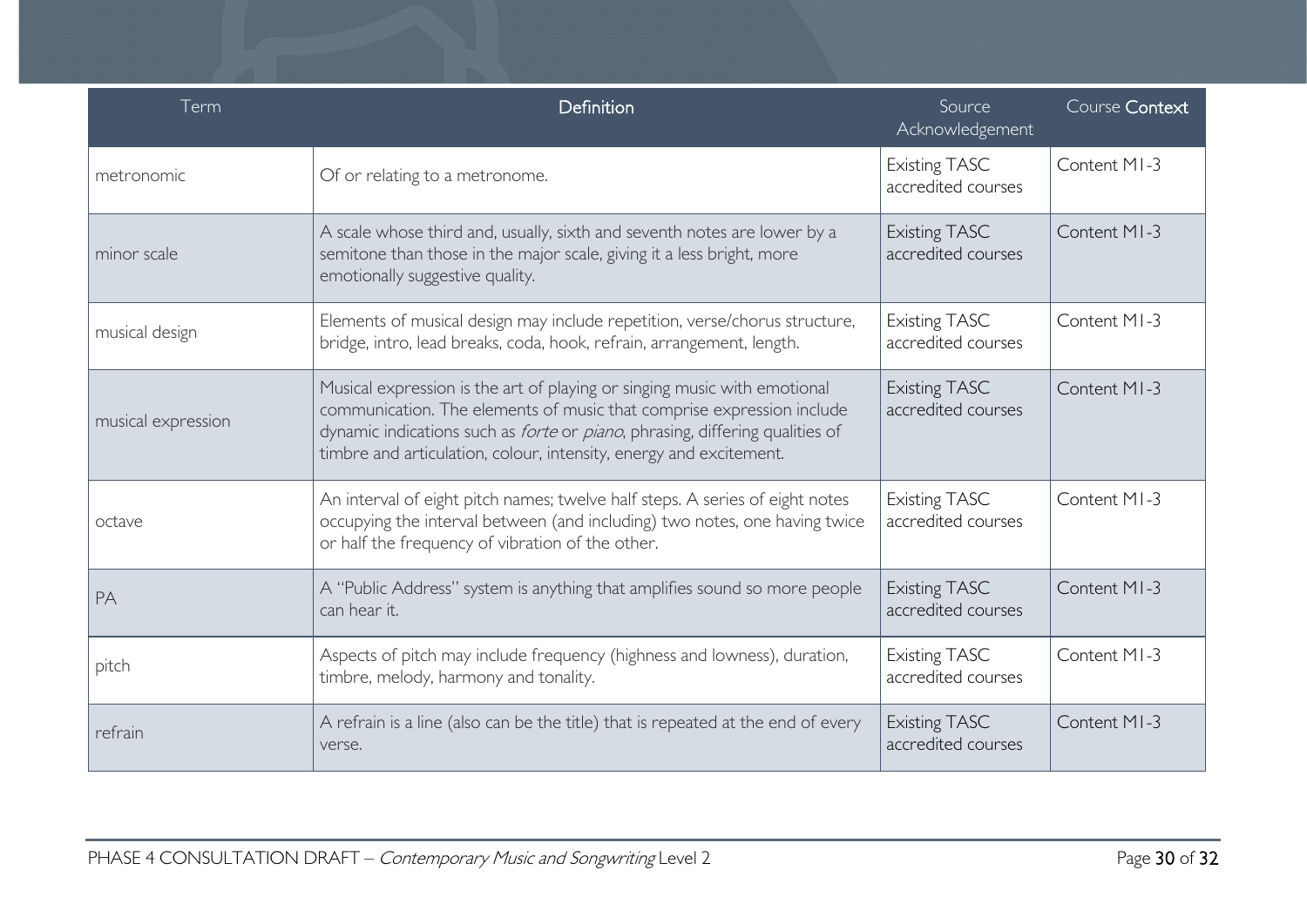| Term | Definition | Source Acknowledgement | Course Context |
| --- | --- | --- | --- |
| metronomic | Of or relating to a metronome. | Existing TASC accredited courses | Content M1-3 |
| minor scale | A scale whose third and, usually, sixth and seventh notes are lower by a semitone than those in the major scale, giving it a less bright, more emotionally suggestive quality. | Existing TASC accredited courses | Content M1-3 |
| musical design | Elements of musical design may include repetition, verse/chorus structure, bridge, intro, lead breaks, coda, hook, refrain, arrangement, length. | Existing TASC accredited courses | Content M1-3 |
| musical expression | Musical expression is the art of playing or singing music with emotional communication. The elements of music that comprise expression include dynamic indications such as *forte* or *piano*, phrasing, differing qualities of timbre and articulation, colour, intensity, energy and excitement. | Existing TASC accredited courses | Content M1-3 |
| octave | An interval of eight pitch names; twelve half steps. A series of eight notes occupying the interval between (and including) two notes, one having twice or half the frequency of vibration of the other. | Existing TASC accredited courses | Content M1-3 |
| PA | A "Public Address" system is anything that amplifies sound so more people can hear it. | Existing TASC accredited courses | Content M1-3 |
| pitch | Aspects of pitch may include frequency (highness and lowness), duration, timbre, melody, harmony and tonality. | Existing TASC accredited courses | Content M1-3 |
| refrain | A refrain is a line (also can be the title) that is repeated at the end of every verse. | Existing TASC accredited courses | Content M1-3 |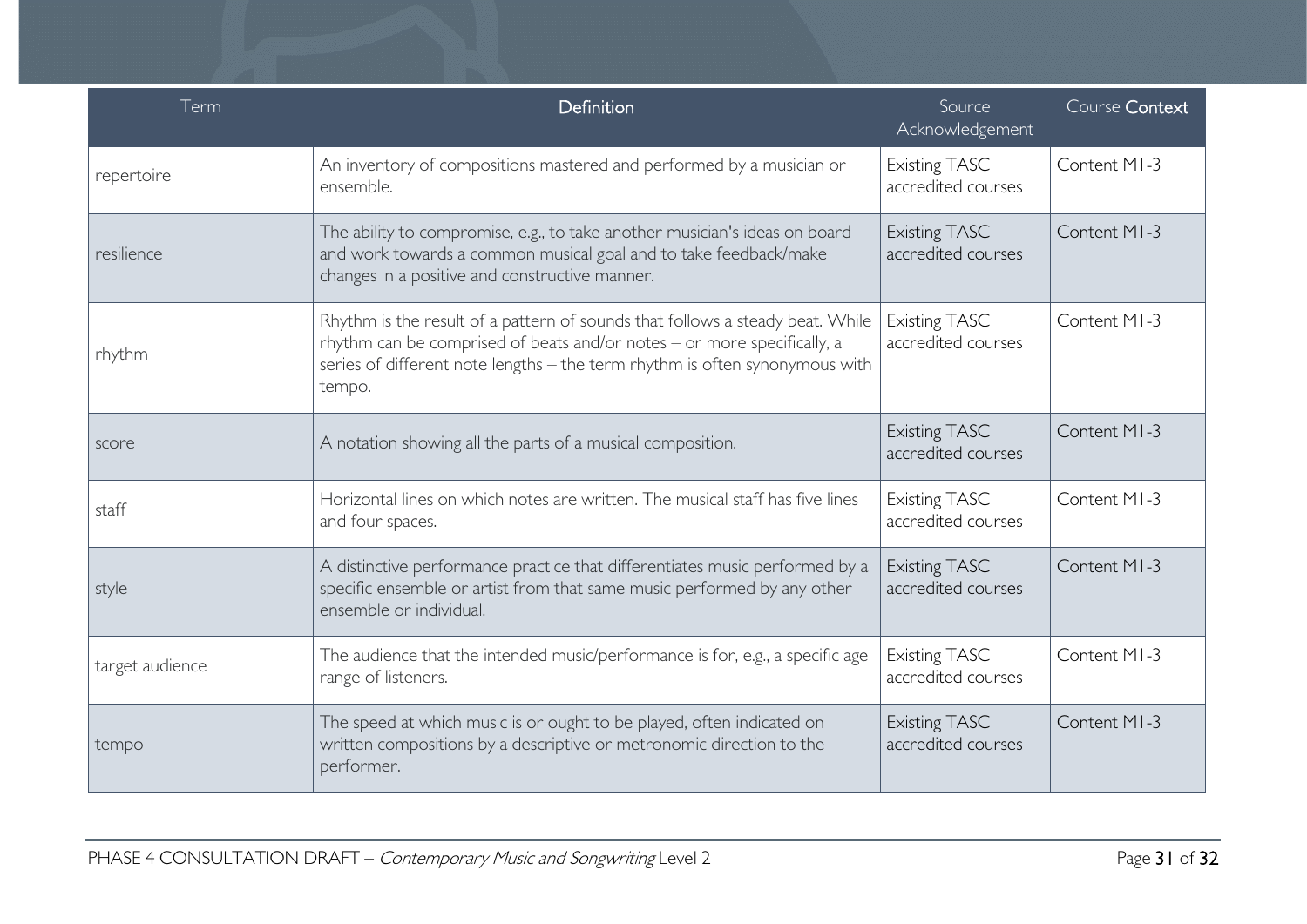| Term | Definition | Source Acknowledgement | Course Context |
|---|---|---|---|
| repertoire | An inventory of compositions mastered and performed by a musician or ensemble. | Existing TASC accredited courses | Content M1-3 |
| resilience | The ability to compromise, e.g., to take another musician's ideas on board and work towards a common musical goal and to take feedback/make changes in a positive and constructive manner. | Existing TASC accredited courses | Content M1-3 |
| rhythm | Rhythm is the result of a pattern of sounds that follows a steady beat. While rhythm can be comprised of beats and/or notes – or more specifically, a series of different note lengths – the term rhythm is often synonymous with tempo. | Existing TASC accredited courses | Content M1-3 |
| score | A notation showing all the parts of a musical composition. | Existing TASC accredited courses | Content M1-3 |
| staff | Horizontal lines on which notes are written. The musical staff has five lines and four spaces. | Existing TASC accredited courses | Content M1-3 |
| style | A distinctive performance practice that differentiates music performed by a specific ensemble or artist from that same music performed by any other ensemble or individual. | Existing TASC accredited courses | Content M1-3 |
| target audience | The audience that the intended music/performance is for, e.g., a specific age range of listeners. | Existing TASC accredited courses | Content M1-3 |
| tempo | The speed at which music is or ought to be played, often indicated on written compositions by a descriptive or metronomic direction to the performer. | Existing TASC accredited courses | Content M1-3 |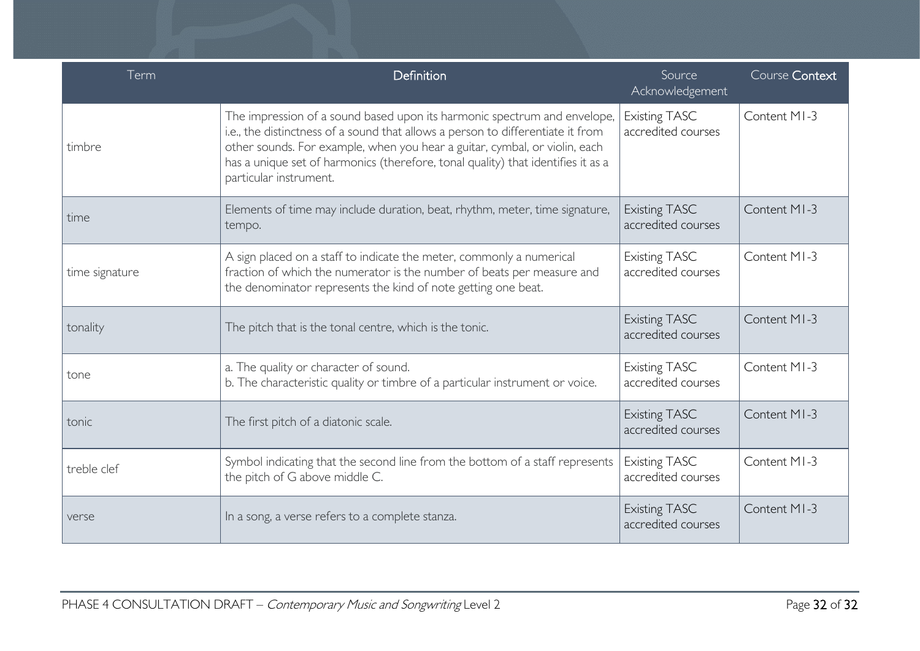| Term | Definition | Source Acknowledgement | Course Context |
| --- | --- | --- | --- |
| timbre | The impression of a sound based upon its harmonic spectrum and envelope, i.e., the distinctness of a sound that allows a person to differentiate it from other sounds. For example, when you hear a guitar, cymbal, or violin, each has a unique set of harmonics (therefore, tonal quality) that identifies it as a particular instrument. | Existing TASC accredited courses | Content M1-3 |
| time | Elements of time may include duration, beat, rhythm, meter, time signature, tempo. | Existing TASC accredited courses | Content M1-3 |
| time signature | A sign placed on a staff to indicate the meter, commonly a numerical fraction of which the numerator is the number of beats per measure and the denominator represents the kind of note getting one beat. | Existing TASC accredited courses | Content M1-3 |
| tonality | The pitch that is the tonal centre, which is the tonic. | Existing TASC accredited courses | Content M1-3 |
| tone | a. The quality or character of sound.<br>b. The characteristic quality or timbre of a particular instrument or voice. | Existing TASC accredited courses | Content M1-3 |
| tonic | The first pitch of a diatonic scale. | Existing TASC accredited courses | Content M1-3 |
| treble clef | Symbol indicating that the second line from the bottom of a staff represents the pitch of G above middle C. | Existing TASC accredited courses | Content M1-3 |
| verse | In a song, a verse refers to a complete stanza. | Existing TASC accredited courses | Content M1-3 |